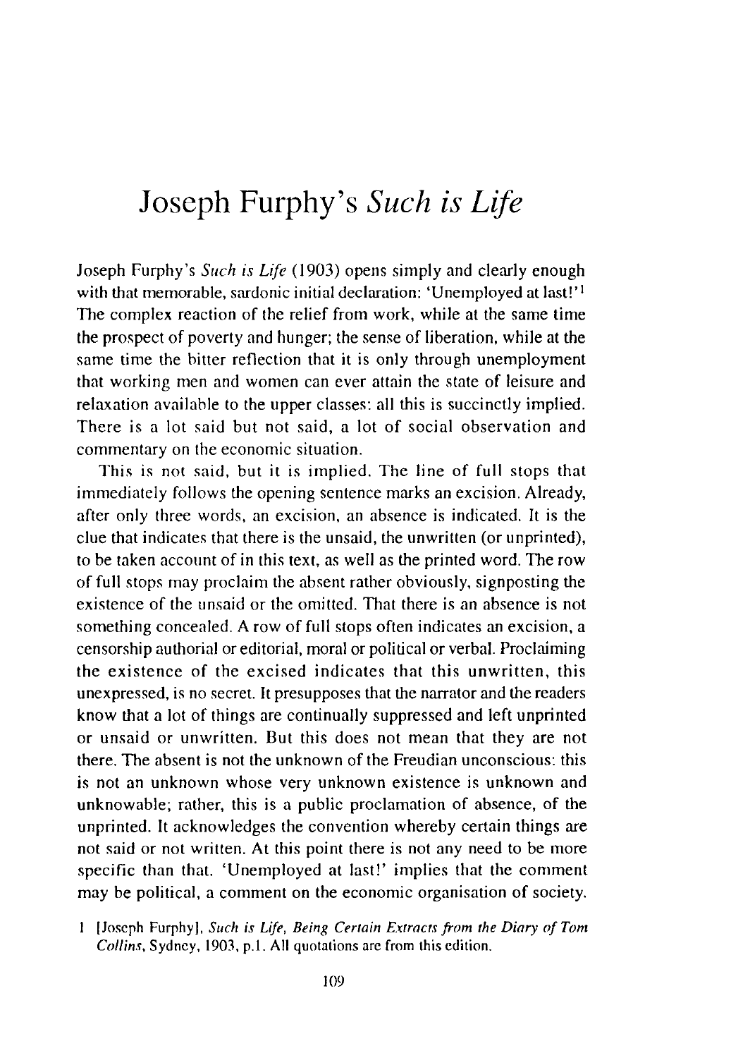# Joseph Furphy's *Such is Life*

Joseph Furphy's *Such is Life* (1903) opens simply and clearly enough with that memorable, sardonic initial declaration: 'Unemployed at last!'[1] The complex reaction of the relief from work, while at the same time the prospect of poverty and hunger; the sense of liberation, while at the same time the bitter reflection that it is only through unemployment that working men and women can ever attain the state of leisure and relaxation available to the upper classes: all this is succinctly implied. There is a lot said but not said, a lot of social observation and commentary on the economic situation.

This is not said, but it is implied. The line of full stops that immediately follows the opening sentence marks an excision. Already, after only three words, an excision, an absence is indicated. It is the clue that indicates that there is the unsaid, the unwritten (or unprinted), to be taken account of in this text, as well as the printed word. The row of full stops may proclaim the absent rather obviously, signposting the existence of the unsaid or the omitted. That there is an absence is not something concealed. A row of full stops often indicates an excision, a censorship authorial or editorial, moral or political or verbal. Proclaiming the existence of the excised indicates that this unwritten, this unexpressed, is no secret. It presupposes that the narrator and the readers know that a lot of things are continually suppressed and left unprinted or unsaid or unwritten. But this does not mean that they are not there. The absent is not the unknown of the Freudian unconscious: this is not an unknown whose very unknown existence is unknown and unknowable; rather, this is a public proclamation of absence, of the unprinted. It acknowledges the convention whereby certain things are not said or not written. At this point there is not any need to be more specific than that. 'Unemployed at last!' implies that the comment may be political, a comment on the economic organisation of society.

1 [Joseph Furphy], *Such is Life, Being Certain Extracts from the Diary of Tom Collins*, Sydney, 1903, p.1. All quotations are from this edition.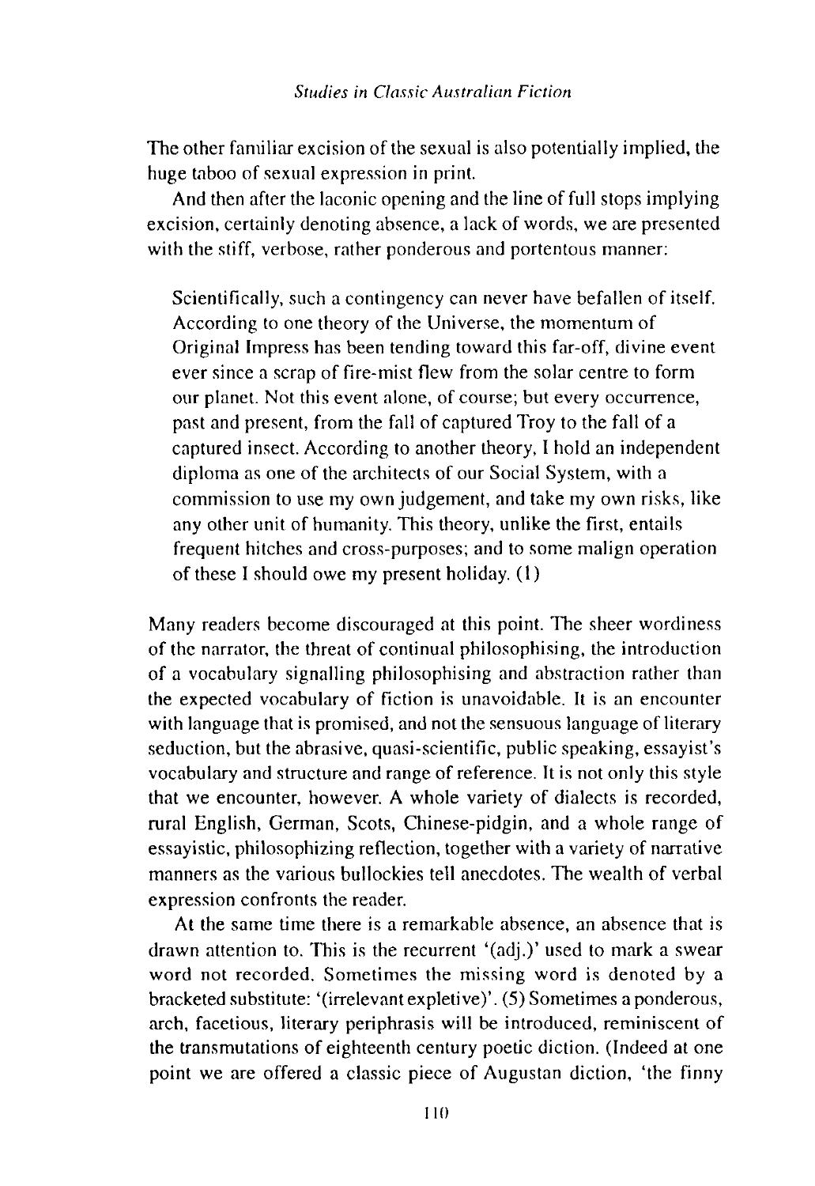The other familiar excision of the sexual is also potentially implied, the huge taboo of sexual expression in print.

And then after the laconic opening and the line of full stops implying excision, certainly denoting absence, a lack of words, we are presented with the stiff, verbose, rather ponderous and portentous manner:

> Scientifically, such a contingency can never have befallen of itself. According to one theory of the Universe, the momentum of Original Impress has been tending toward this far-off, divine event ever since a scrap of fire-mist flew from the solar centre to form our planet. Not this event alone, of course; but every occurrence, past and present, from the fall of captured Troy to the fall of a captured insect. According to another theory, I hold an independent diploma as one of the architects of our Social System, with a commission to use my own judgement, and take my own risks, like any other unit of humanity. This theory, unlike the first, entails frequent hitches and cross-purposes; and to some malign operation of these I should owe my present holiday. (1)

Many readers become discouraged at this point. The sheer wordiness of the narrator, the threat of continual philosophising, the introduction of a vocabulary signalling philosophising and abstraction rather than the expected vocabulary of fiction is unavoidable. It is an encounter with language that is promised, and not the sensuous language of literary seduction, but the abrasive, quasi-scientific, public speaking, essayist's vocabulary and structure and range of reference. It is not only this style that we encounter, however. A whole variety of dialects is recorded, rural English, German, Scots, Chinese-pidgin, and a whole range of essayistic, philosophizing reflection, together with a variety of narrative manners as the various bullockies tell anecdotes. The wealth of verbal expression confronts the reader.

At the same time there is a remarkable absence, an absence that is drawn attention to. This is the recurrent '(adj.)' used to mark a swear word not recorded. Sometimes the missing word is denoted by a bracketed substitute: '(irrelevant expletive)'. (5) Sometimes a ponderous, arch, facetious, literary periphrasis will be introduced, reminiscent of the transmutations of eighteenth century poetic diction. (Indeed at one point we are offered a classic piece of Augustan diction, 'the finny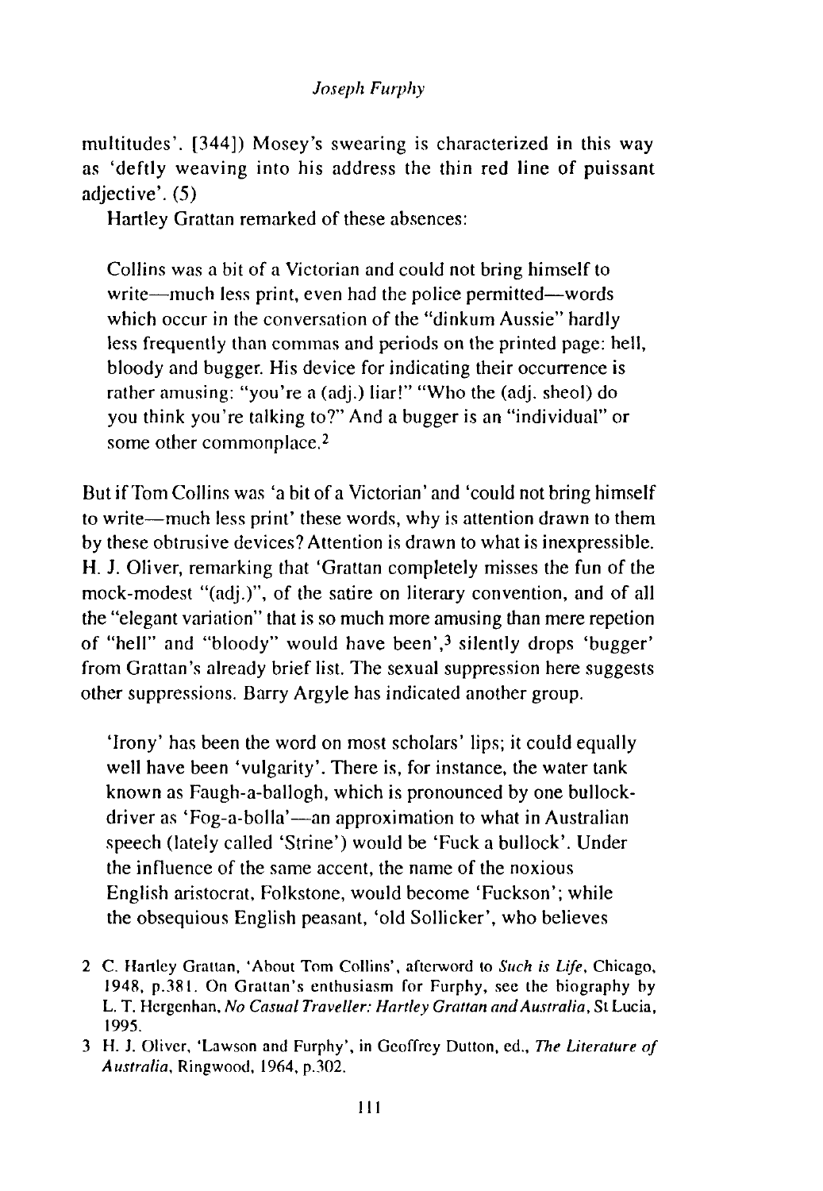multitudes'. [344]) Mosey's swearing is characterized in this way as 'deftly weaving into his address the thin red line of puissant adjective'. (5)

Hartley Grattan remarked of these absences:

> Collins was a bit of a Victorian and could not bring himself to write—much less print, even had the police permitted—words which occur in the conversation of the "dinkum Aussie" hardly less frequently than commas and periods on the printed page: hell, bloody and bugger. His device for indicating their occurrence is rather amusing: "you're a (adj.) liar!" "Who the (adj. sheol) do you think you're talking to?" And a bugger is an "individual" or some other commonplace.[2]

But if Tom Collins was 'a bit of a Victorian' and 'could not bring himself to write—much less print' these words, why is attention drawn to them by these obtrusive devices? Attention is drawn to what is inexpressible. H. J. Oliver, remarking that 'Grattan completely misses the fun of the mock-modest "(adj.)", of the satire on literary convention, and of all the "elegant variation" that is so much more amusing than mere repetion of "hell" and "bloody" would have been',[3] silently drops 'bugger' from Grattan's already brief list. The sexual suppression here suggests other suppressions. Barry Argyle has indicated another group.

> 'Irony' has been the word on most scholars' lips; it could equally well have been 'vulgarity'. There is, for instance, the water tank known as Faugh-a-ballogh, which is pronounced by one bullock-driver as 'Fog-a-bolla'—an approximation to what in Australian speech (lately called 'Strine') would be 'Fuck a bullock'. Under the influence of the same accent, the name of the noxious English aristocrat, Folkstone, would become 'Fuckson'; while the obsequious English peasant, 'old Sollicker', who believes

2 C. Hartley Grattan, 'About Tom Collins', afterword to *Such is Life*, Chicago, 1948, p.381. On Grattan's enthusiasm for Furphy, see the biography by L. T. Hergenhan, *No Casual Traveller: Hartley Grattan and Australia*, St Lucia, 1995.

3 H. J. Oliver, 'Lawson and Furphy', in Geoffrey Dutton, ed., *The Literature of Australia*, Ringwood, 1964, p.302.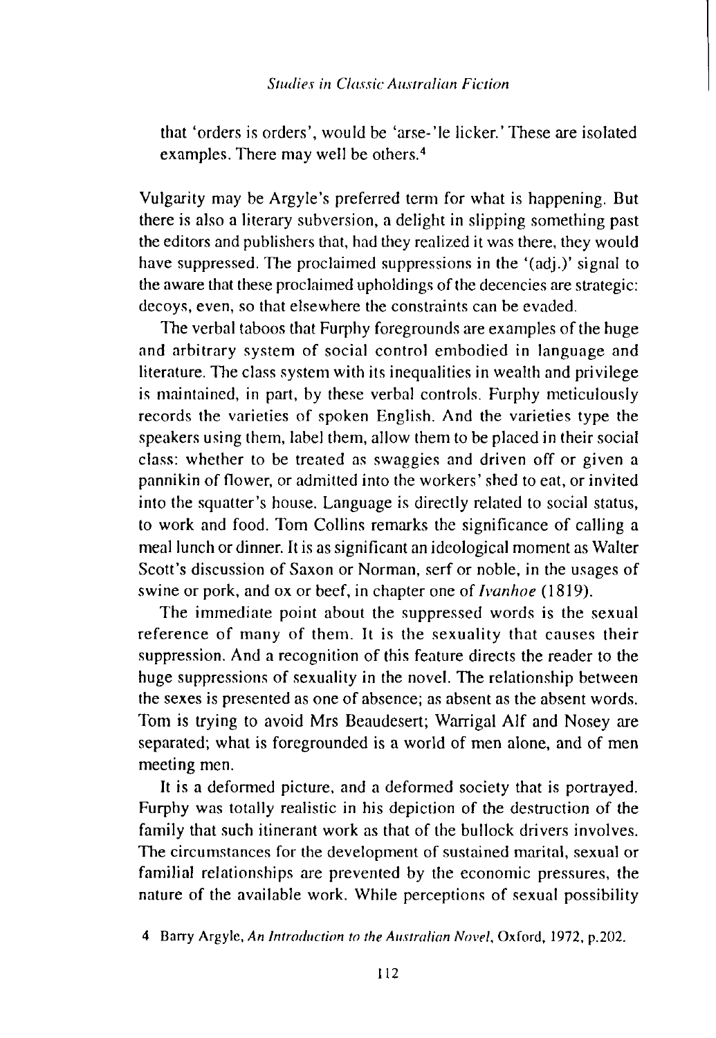that 'orders is orders', would be 'arse-'le licker.' These are isolated examples. There may well be others.[4]

Vulgarity may be Argyle's preferred term for what is happening. But there is also a literary subversion, a delight in slipping something past the editors and publishers that, had they realized it was there, they would have suppressed. The proclaimed suppressions in the '(adj.)' signal to the aware that these proclaimed upholdings of the decencies are strategic: decoys, even, so that elsewhere the constraints can be evaded.

The verbal taboos that Furphy foregrounds are examples of the huge and arbitrary system of social control embodied in language and literature. The class system with its inequalities in wealth and privilege is maintained, in part, by these verbal controls. Furphy meticulously records the varieties of spoken English. And the varieties type the speakers using them, label them, allow them to be placed in their social class: whether to be treated as swaggies and driven off or given a pannikin of flower, or admitted into the workers' shed to eat, or invited into the squatter's house. Language is directly related to social status, to work and food. Tom Collins remarks the significance of calling a meal lunch or dinner. It is as significant an ideological moment as Walter Scott's discussion of Saxon or Norman, serf or noble, in the usages of swine or pork, and ox or beef, in chapter one of *Ivanhoe* (1819).

The immediate point about the suppressed words is the sexual reference of many of them. It is the sexuality that causes their suppression. And a recognition of this feature directs the reader to the huge suppressions of sexuality in the novel. The relationship between the sexes is presented as one of absence; as absent as the absent words. Tom is trying to avoid Mrs Beaudesert; Warrigal Alf and Nosey are separated; what is foregrounded is a world of men alone, and of men meeting men.

It is a deformed picture, and a deformed society that is portrayed. Furphy was totally realistic in his depiction of the destruction of the family that such itinerant work as that of the bullock drivers involves. The circumstances for the development of sustained marital, sexual or familial relationships are prevented by the economic pressures, the nature of the available work. While perceptions of sexual possibility

4 Barry Argyle, *An Introduction to the Australian Novel*, Oxford, 1972, p.202.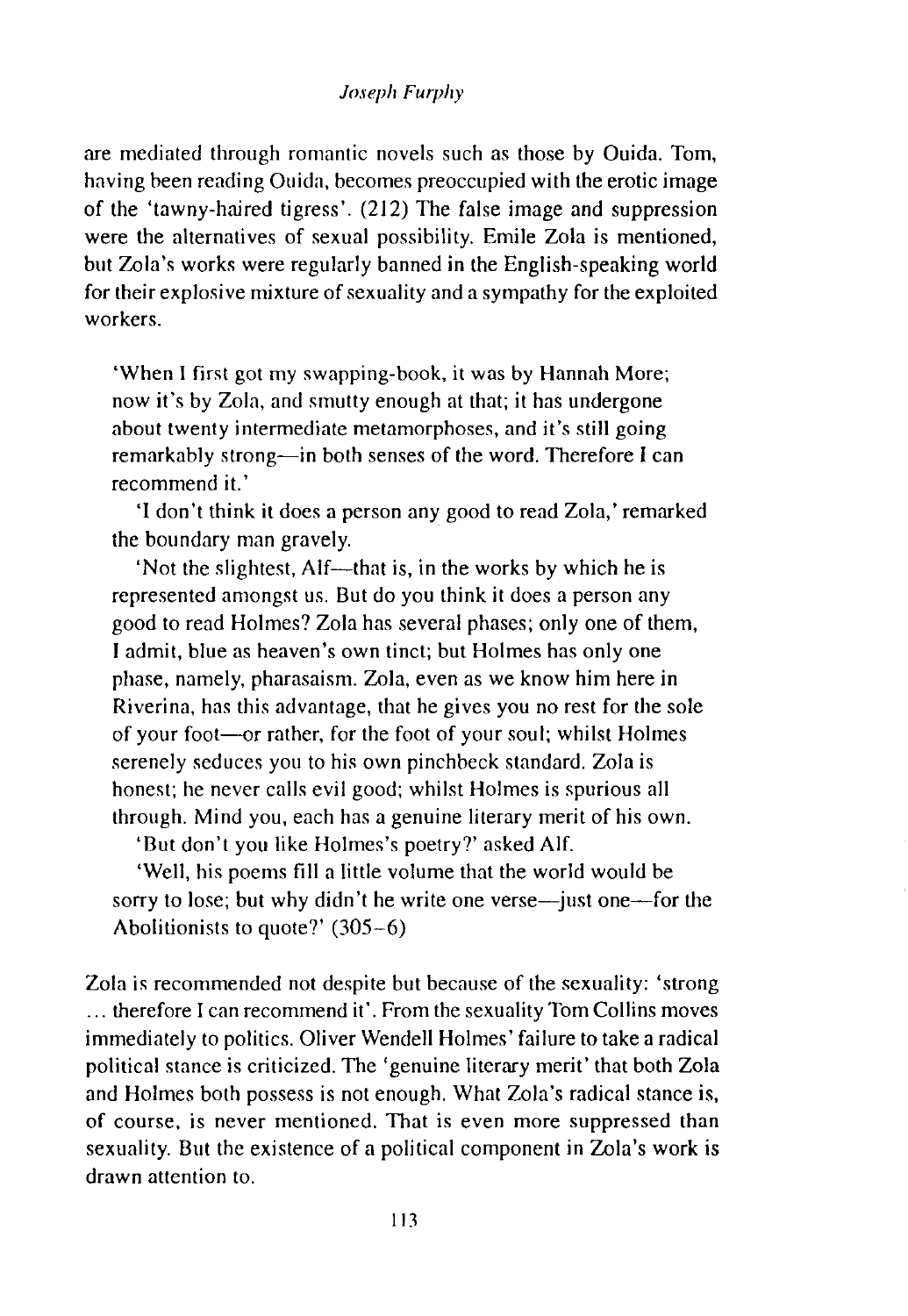are mediated through romantic novels such as those by Ouida. Tom, having been reading Ouida, becomes preoccupied with the erotic image of the 'tawny-haired tigress'. (212) The false image and suppression were the alternatives of sexual possibility. Emile Zola is mentioned, but Zola's works were regularly banned in the English-speaking world for their explosive mixture of sexuality and a sympathy for the exploited workers.

> 'When I first got my swapping-book, it was by Hannah More; now it's by Zola, and smutty enough at that; it has undergone about twenty intermediate metamorphoses, and it's still going remarkably strong—in both senses of the word. Therefore I can recommend it.'
>
> 'I don't think it does a person any good to read Zola,' remarked the boundary man gravely.
>
> 'Not the slightest, Alf—that is, in the works by which he is represented amongst us. But do you think it does a person any good to read Holmes? Zola has several phases; only one of them, I admit, blue as heaven's own tinct; but Holmes has only one phase, namely, pharasaism. Zola, even as we know him here in Riverina, has this advantage, that he gives you no rest for the sole of your foot—or rather, for the foot of your soul; whilst Holmes serenely seduces you to his own pinchbeck standard. Zola is honest; he never calls evil good; whilst Holmes is spurious all through. Mind you, each has a genuine literary merit of his own.
>
> 'But don't you like Holmes's poetry?' asked Alf.
>
> 'Well, his poems fill a little volume that the world would be sorry to lose; but why didn't he write one verse—just one—for the Abolitionists to quote?' (305–6)

Zola is recommended not despite but because of the sexuality: 'strong ... therefore I can recommend it'. From the sexuality Tom Collins moves immediately to politics. Oliver Wendell Holmes' failure to take a radical political stance is criticized. The 'genuine literary merit' that both Zola and Holmes both possess is not enough. What Zola's radical stance is, of course, is never mentioned. That is even more suppressed than sexuality. But the existence of a political component in Zola's work is drawn attention to.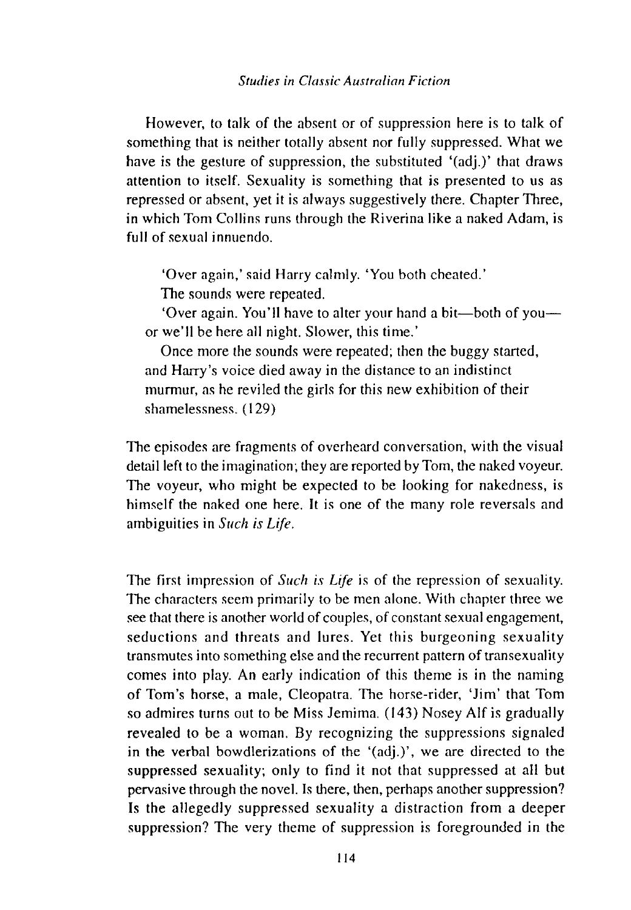However, to talk of the absent or of suppression here is to talk of something that is neither totally absent nor fully suppressed. What we have is the gesture of suppression, the substituted '(adj.)' that draws attention to itself. Sexuality is something that is presented to us as repressed or absent, yet it is always suggestively there. Chapter Three, in which Tom Collins runs through the Riverina like a naked Adam, is full of sexual innuendo.

> 'Over again,' said Harry calmly. 'You both cheated.'
>
> The sounds were repeated.
>
> 'Over again. You'll have to alter your hand a bit—both of you—or we'll be here all night. Slower, this time.'
>
> Once more the sounds were repeated; then the buggy started, and Harry's voice died away in the distance to an indistinct murmur, as he reviled the girls for this new exhibition of their shamelessness. (129)

The episodes are fragments of overheard conversation, with the visual detail left to the imagination; they are reported by Tom, the naked voyeur. The voyeur, who might be expected to be looking for nakedness, is himself the naked one here. It is one of the many role reversals and ambiguities in *Such is Life*.

The first impression of *Such is Life* is of the repression of sexuality. The characters seem primarily to be men alone. With chapter three we see that there is another world of couples, of constant sexual engagement, seductions and threats and lures. Yet this burgeoning sexuality transmutes into something else and the recurrent pattern of transexuality comes into play. An early indication of this theme is in the naming of Tom's horse, a male, Cleopatra. The horse-rider, 'Jim' that Tom so admires turns out to be Miss Jemima. (143) Nosey Alf is gradually revealed to be a woman. By recognizing the suppressions signaled in the verbal bowdlerizations of the '(adj.)', we are directed to the suppressed sexuality; only to find it not that suppressed at all but pervasive through the novel. Is there, then, perhaps another suppression? Is the allegedly suppressed sexuality a distraction from a deeper suppression? The very theme of suppression is foregrounded in the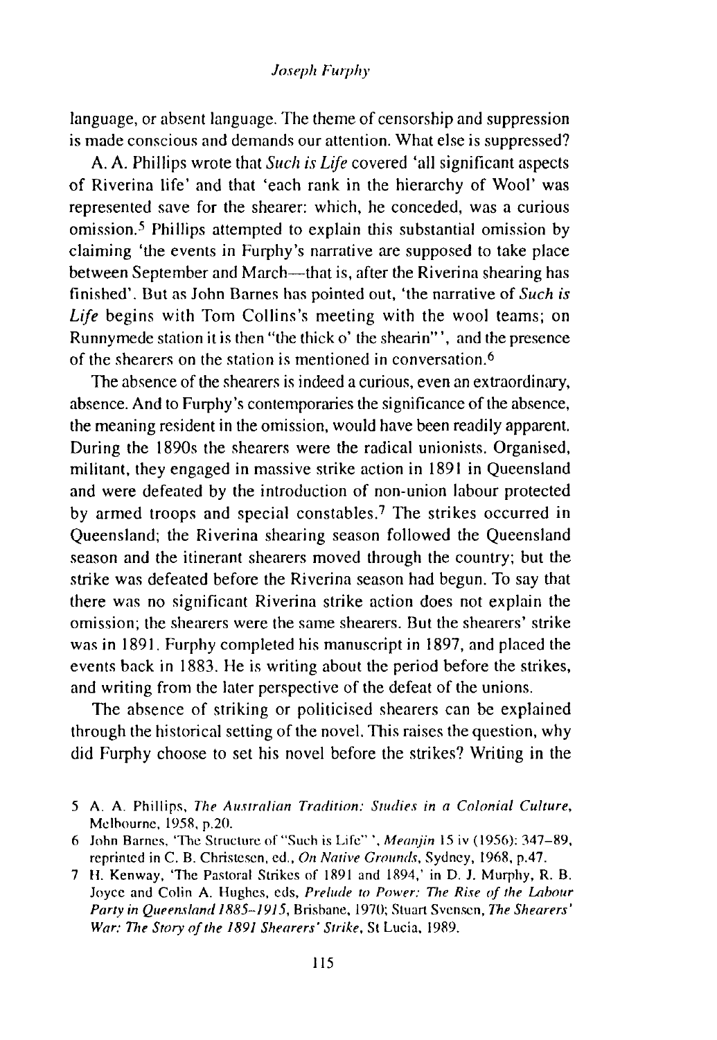language, or absent language. The theme of censorship and suppression is made conscious and demands our attention. What else is suppressed?

A. A. Phillips wrote that *Such is Life* covered 'all significant aspects of Riverina life' and that 'each rank in the hierarchy of Wool' was represented save for the shearer: which, he conceded, was a curious omission.[5] Phillips attempted to explain this substantial omission by claiming 'the events in Furphy's narrative are supposed to take place between September and March—that is, after the Riverina shearing has finished'. But as John Barnes has pointed out, 'the narrative of *Such is Life* begins with Tom Collins's meeting with the wool teams; on Runnymede station it is then "the thick o' the shearin"', and the presence of the shearers on the station is mentioned in conversation.[6]

The absence of the shearers is indeed a curious, even an extraordinary, absence. And to Furphy's contemporaries the significance of the absence, the meaning resident in the omission, would have been readily apparent. During the 1890s the shearers were the radical unionists. Organised, militant, they engaged in massive strike action in 1891 in Queensland and were defeated by the introduction of non-union labour protected by armed troops and special constables.[7] The strikes occurred in Queensland; the Riverina shearing season followed the Queensland season and the itinerant shearers moved through the country; but the strike was defeated before the Riverina season had begun. To say that there was no significant Riverina strike action does not explain the omission; the shearers were the same shearers. But the shearers' strike was in 1891. Furphy completed his manuscript in 1897, and placed the events back in 1883. He is writing about the period before the strikes, and writing from the later perspective of the defeat of the unions.

The absence of striking or politicised shearers can be explained through the historical setting of the novel. This raises the question, why did Furphy choose to set his novel before the strikes? Writing in the

5 A. A. Phillips, *The Australian Tradition: Studies in a Colonial Culture*, Melbourne, 1958, p.20.

6 John Barnes, 'The Structure of "Such is Life"', *Meanjin* 15 iv (1956): 347–89, reprinted in C. B. Christesen, ed., *On Native Grounds*, Sydney, 1968, p.47.

7 H. Kenway, 'The Pastoral Strikes of 1891 and 1894,' in D. J. Murphy, R. B. Joyce and Colin A. Hughes, eds, *Prelude to Power: The Rise of the Labour Party in Queensland 1885–1915*, Brisbane, 1970; Stuart Svensen, *The Shearers' War: The Story of the 1891 Shearers' Strike*, St Lucia, 1989.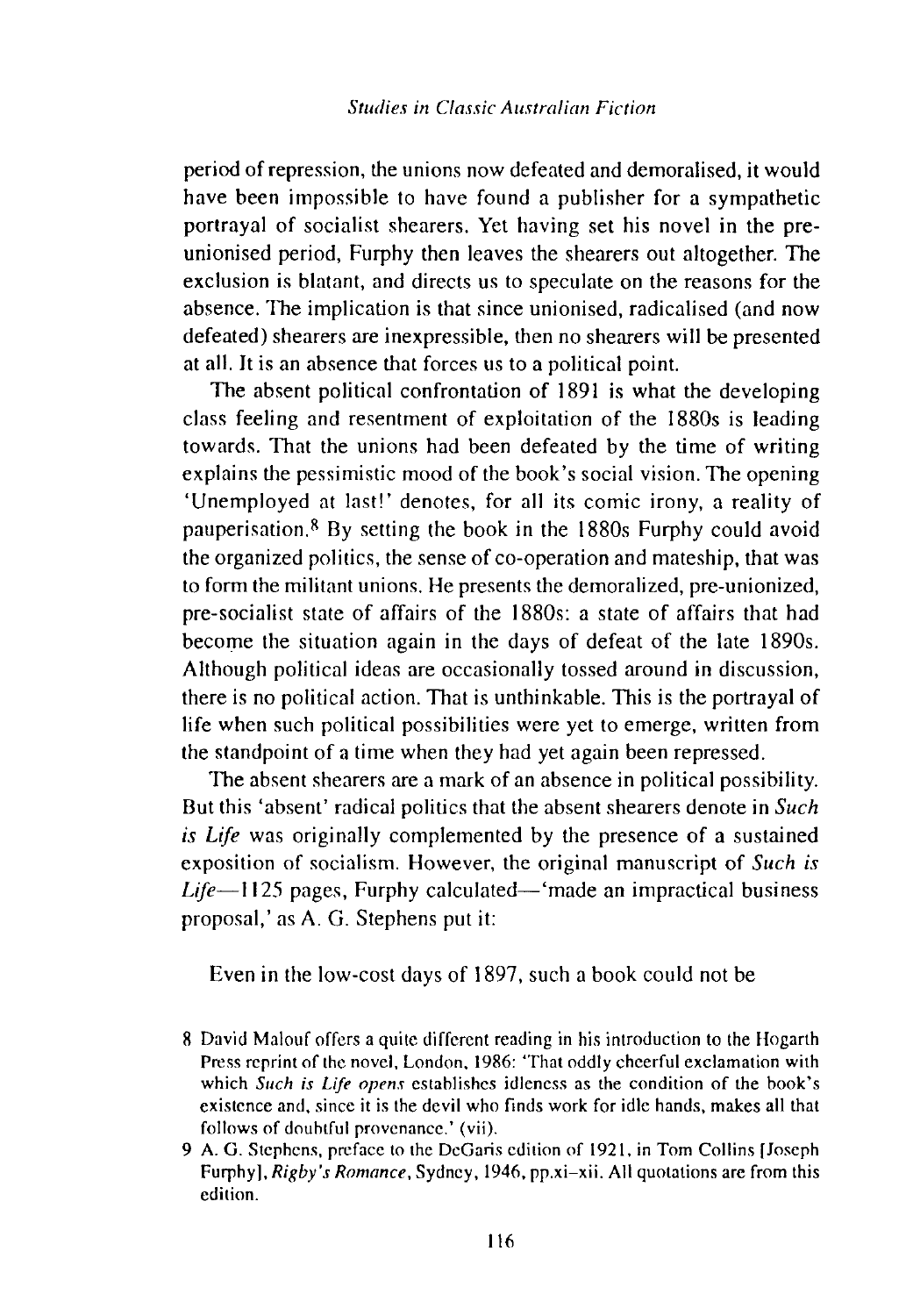period of repression, the unions now defeated and demoralised, it would have been impossible to have found a publisher for a sympathetic portrayal of socialist shearers. Yet having set his novel in the pre-unionised period, Furphy then leaves the shearers out altogether. The exclusion is blatant, and directs us to speculate on the reasons for the absence. The implication is that since unionised, radicalised (and now defeated) shearers are inexpressible, then no shearers will be presented at all. It is an absence that forces us to a political point.

The absent political confrontation of 1891 is what the developing class feeling and resentment of exploitation of the 1880s is leading towards. That the unions had been defeated by the time of writing explains the pessimistic mood of the book's social vision. The opening 'Unemployed at last!' denotes, for all its comic irony, a reality of pauperisation.[8] By setting the book in the 1880s Furphy could avoid the organized politics, the sense of co-operation and mateship, that was to form the militant unions. He presents the demoralized, pre-unionized, pre-socialist state of affairs of the 1880s: a state of affairs that had become the situation again in the days of defeat of the late 1890s. Although political ideas are occasionally tossed around in discussion, there is no political action. That is unthinkable. This is the portrayal of life when such political possibilities were yet to emerge, written from the standpoint of a time when they had yet again been repressed.

The absent shearers are a mark of an absence in political possibility. But this 'absent' radical politics that the absent shearers denote in *Such is Life* was originally complemented by the presence of a sustained exposition of socialism. However, the original manuscript of *Such is Life*—1125 pages, Furphy calculated—'made an impractical business proposal,' as A. G. Stephens put it:

> Even in the low-cost days of 1897, such a book could not be

8 David Malouf offers a quite different reading in his introduction to the Hogarth Press reprint of the novel, London, 1986: 'That oddly cheerful exclamation with which *Such is Life opens* establishes idleness as the condition of the book's existence and, since it is the devil who finds work for idle hands, makes all that follows of doubtful provenance.' (vii).

9 A. G. Stephens, preface to the DeGaris edition of 1921, in Tom Collins [Joseph Furphy], *Rigby's Romance*, Sydney, 1946, pp.xi–xii. All quotations are from this edition.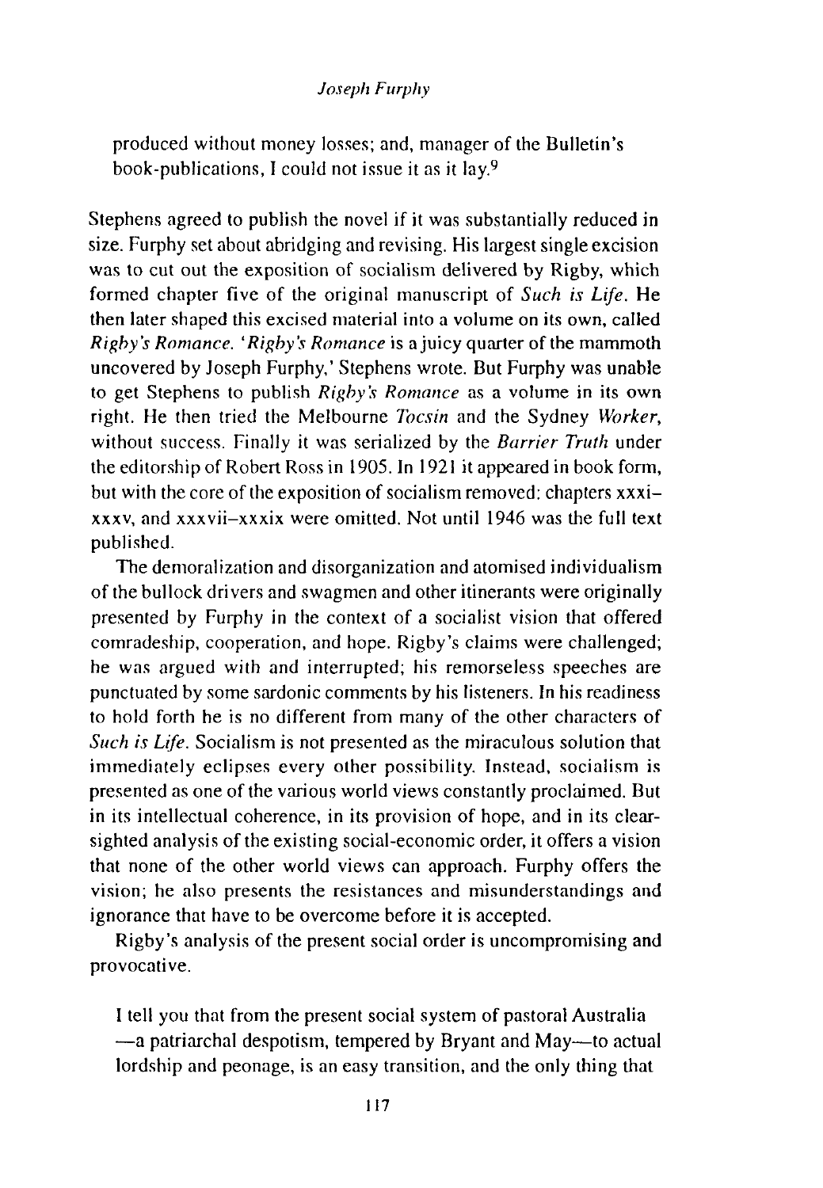produced without money losses; and, manager of the Bulletin's book-publications, I could not issue it as it lay.[9]

Stephens agreed to publish the novel if it was substantially reduced in size. Furphy set about abridging and revising. His largest single excision was to cut out the exposition of socialism delivered by Rigby, which formed chapter five of the original manuscript of *Such is Life*. He then later shaped this excised material into a volume on its own, called *Rigby's Romance*. '*Rigby's Romance* is a juicy quarter of the mammoth uncovered by Joseph Furphy,' Stephens wrote. But Furphy was unable to get Stephens to publish *Rigby's Romance* as a volume in its own right. He then tried the Melbourne *Tocsin* and the Sydney *Worker*, without success. Finally it was serialized by the *Barrier Truth* under the editorship of Robert Ross in 1905. In 1921 it appeared in book form, but with the core of the exposition of socialism removed: chapters xxxi–xxxv, and xxxvii–xxxix were omitted. Not until 1946 was the full text published.

The demoralization and disorganization and atomised individualism of the bullock drivers and swagmen and other itinerants were originally presented by Furphy in the context of a socialist vision that offered comradeship, cooperation, and hope. Rigby's claims were challenged; he was argued with and interrupted; his remorseless speeches are punctuated by some sardonic comments by his listeners. In his readiness to hold forth he is no different from many of the other characters of *Such is Life*. Socialism is not presented as the miraculous solution that immediately eclipses every other possibility. Instead, socialism is presented as one of the various world views constantly proclaimed. But in its intellectual coherence, in its provision of hope, and in its clear-sighted analysis of the existing social-economic order, it offers a vision that none of the other world views can approach. Furphy offers the vision; he also presents the resistances and misunderstandings and ignorance that have to be overcome before it is accepted.

Rigby's analysis of the present social order is uncompromising and provocative.

> I tell you that from the present social system of pastoral Australia—a patriarchal despotism, tempered by Bryant and May—to actual lordship and peonage, is an easy transition, and the only thing that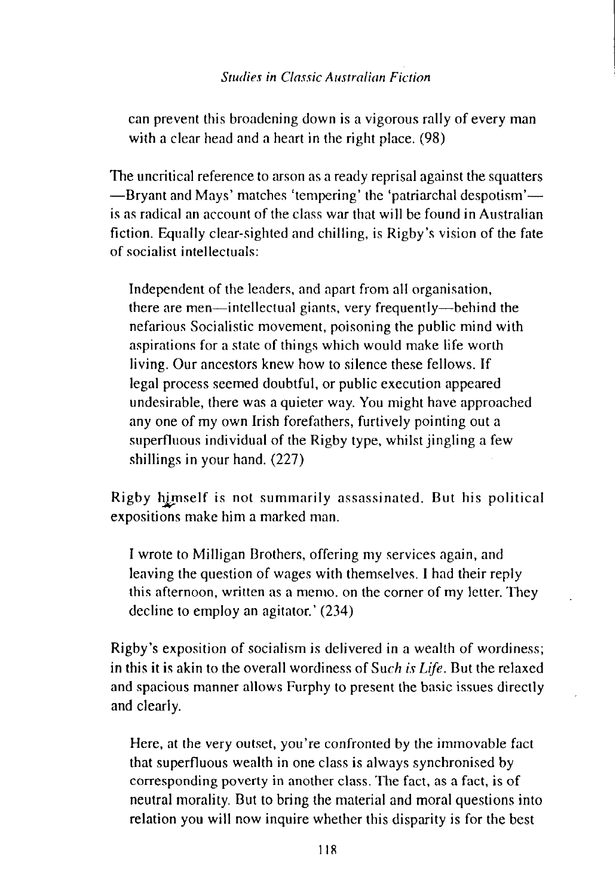can prevent this broadening down is a vigorous rally of every man with a clear head and a heart in the right place. (98)

The uncritical reference to arson as a ready reprisal against the squatters —Bryant and Mays' matches 'tempering' the 'patriarchal despotism'— is as radical an account of the class war that will be found in Australian fiction. Equally clear-sighted and chilling, is Rigby's vision of the fate of socialist intellectuals:

> Independent of the leaders, and apart from all organisation, there are men—intellectual giants, very frequently—behind the nefarious Socialistic movement, poisoning the public mind with aspirations for a state of things which would make life worth living. Our ancestors knew how to silence these fellows. If legal process seemed doubtful, or public execution appeared undesirable, there was a quieter way. You might have approached any one of my own Irish forefathers, furtively pointing out a superfluous individual of the Rigby type, whilst jingling a few shillings in your hand. (227)

Rigby himself is not summarily assassinated. But his political expositions make him a marked man.

> I wrote to Milligan Brothers, offering my services again, and leaving the question of wages with themselves. I had their reply this afternoon, written as a memo. on the corner of my letter. They decline to employ an agitator.' (234)

Rigby's exposition of socialism is delivered in a wealth of wordiness; in this it is akin to the overall wordiness of *Such is Life*. But the relaxed and spacious manner allows Furphy to present the basic issues directly and clearly.

> Here, at the very outset, you're confronted by the immovable fact that superfluous wealth in one class is always synchronised by corresponding poverty in another class. The fact, as a fact, is of neutral morality. But to bring the material and moral questions into relation you will now inquire whether this disparity is for the best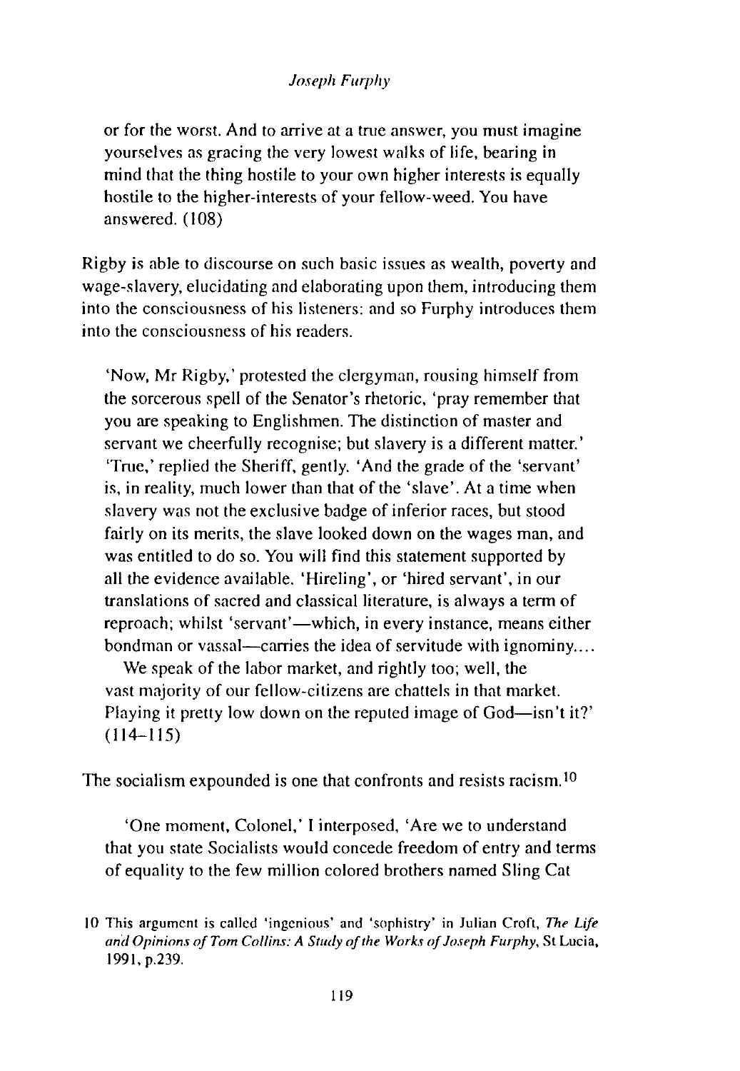> or for the worst. And to arrive at a true answer, you must imagine yourselves as gracing the very lowest walks of life, bearing in mind that the thing hostile to your own higher interests is equally hostile to the higher-interests of your fellow-weed. You have answered. (108)

Rigby is able to discourse on such basic issues as wealth, poverty and wage-slavery, elucidating and elaborating upon them, introducing them into the consciousness of his listeners: and so Furphy introduces them into the consciousness of his readers.

> 'Now, Mr Rigby,' protested the clergyman, rousing himself from the sorcerous spell of the Senator's rhetoric, 'pray remember that you are speaking to Englishmen. The distinction of master and servant we cheerfully recognise; but slavery is a different matter.' 'True,' replied the Sheriff, gently. 'And the grade of the 'servant' is, in reality, much lower than that of the 'slave'. At a time when slavery was not the exclusive badge of inferior races, but stood fairly on its merits, the slave looked down on the wages man, and was entitled to do so. You will find this statement supported by all the evidence available. 'Hireling', or 'hired servant', in our translations of sacred and classical literature, is always a term of reproach; whilst 'servant'—which, in every instance, means either bondman or vassal—carries the idea of servitude with ignominy....
>
> We speak of the labor market, and rightly too; well, the vast majority of our fellow-citizens are chattels in that market. Playing it pretty low down on the reputed image of God—isn't it?' (114–115)

The socialism expounded is one that confronts and resists racism.[10]

> 'One moment, Colonel,' I interposed, 'Are we to understand that you state Socialists would concede freedom of entry and terms of equality to the few million colored brothers named Sling Cat

[10] This argument is called 'ingenious' and 'sophistry' in Julian Croft, *The Life and Opinions of Tom Collins: A Study of the Works of Joseph Furphy*, St Lucia, 1991, p.239.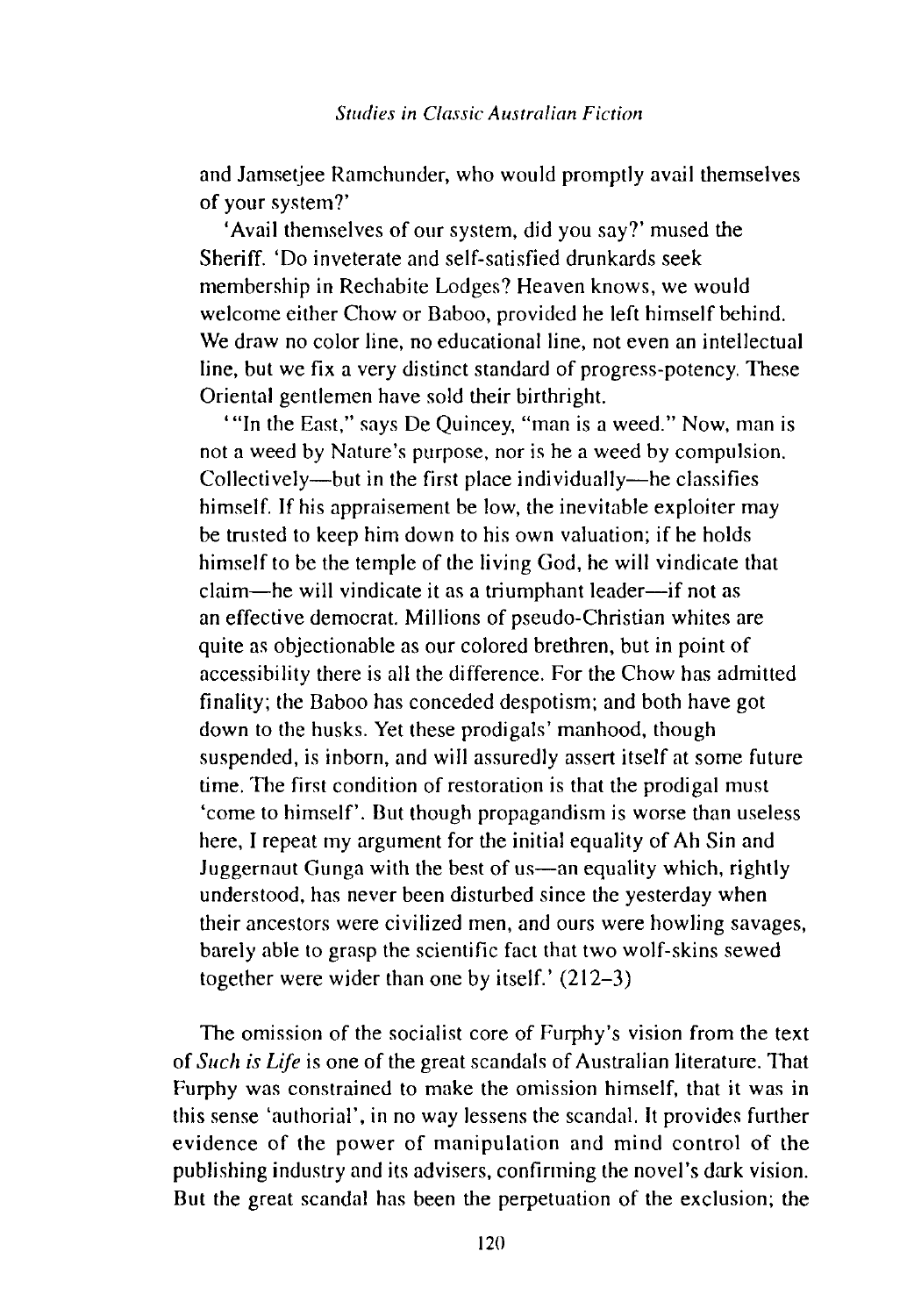and Jamsetjee Ramchunder, who would promptly avail themselves of your system?'

'Avail themselves of our system, did you say?' mused the Sheriff. 'Do inveterate and self-satisfied drunkards seek membership in Rechabite Lodges? Heaven knows, we would welcome either Chow or Baboo, provided he left himself behind. We draw no color line, no educational line, not even an intellectual line, but we fix a very distinct standard of progress-potency. These Oriental gentlemen have sold their birthright.

'"In the East," says De Quincey, "man is a weed." Now, man is not a weed by Nature's purpose, nor is he a weed by compulsion. Collectively—but in the first place individually—he classifies himself. If his appraisement be low, the inevitable exploiter may be trusted to keep him down to his own valuation; if he holds himself to be the temple of the living God, he will vindicate that claim—he will vindicate it as a triumphant leader—if not as an effective democrat. Millions of pseudo-Christian whites are quite as objectionable as our colored brethren, but in point of accessibility there is all the difference. For the Chow has admitted finality; the Baboo has conceded despotism; and both have got down to the husks. Yet these prodigals' manhood, though suspended, is inborn, and will assuredly assert itself at some future time. The first condition of restoration is that the prodigal must 'come to himself'. But though propagandism is worse than useless here, I repeat my argument for the initial equality of Ah Sin and Juggernaut Gunga with the best of us—an equality which, rightly understood, has never been disturbed since the yesterday when their ancestors were civilized men, and ours were howling savages, barely able to grasp the scientific fact that two wolf-skins sewed together were wider than one by itself.' (212–3)

The omission of the socialist core of Furphy's vision from the text of *Such is Life* is one of the great scandals of Australian literature. That Furphy was constrained to make the omission himself, that it was in this sense 'authorial', in no way lessens the scandal. It provides further evidence of the power of manipulation and mind control of the publishing industry and its advisers, confirming the novel's dark vision. But the great scandal has been the perpetuation of the exclusion; the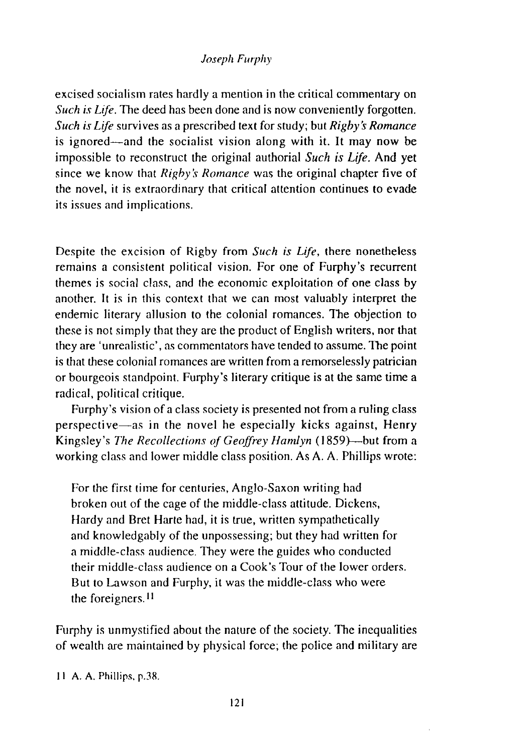excised socialism rates hardly a mention in the critical commentary on *Such is Life*. The deed has been done and is now conveniently forgotten. *Such is Life* survives as a prescribed text for study; but *Rigby's Romance* is ignored—and the socialist vision along with it. It may now be impossible to reconstruct the original authorial *Such is Life*. And yet since we know that *Rigby's Romance* was the original chapter five of the novel, it is extraordinary that critical attention continues to evade its issues and implications.

Despite the excision of Rigby from *Such is Life*, there nonetheless remains a consistent political vision. For one of Furphy's recurrent themes is social class, and the economic exploitation of one class by another. It is in this context that we can most valuably interpret the endemic literary allusion to the colonial romances. The objection to these is not simply that they are the product of English writers, nor that they are 'unrealistic', as commentators have tended to assume. The point is that these colonial romances are written from a remorselessly patrician or bourgeois standpoint. Furphy's literary critique is at the same time a radical, political critique.

Furphy's vision of a class society is presented not from a ruling class perspective—as in the novel he especially kicks against, Henry Kingsley's *The Recollections of Geoffrey Hamlyn* (1859)—but from a working class and lower middle class position. As A. A. Phillips wrote:

> For the first time for centuries, Anglo-Saxon writing had broken out of the cage of the middle-class attitude. Dickens, Hardy and Bret Harte had, it is true, written sympathetically and knowledgably of the unpossessing; but they had written for a middle-class audience. They were the guides who conducted their middle-class audience on a Cook's Tour of the lower orders. But to Lawson and Furphy, it was the middle-class who were the foreigners.[11]

Furphy is unmystified about the nature of the society. The inequalities of wealth are maintained by physical force; the police and military are

[11] A. A. Phillips, p.38.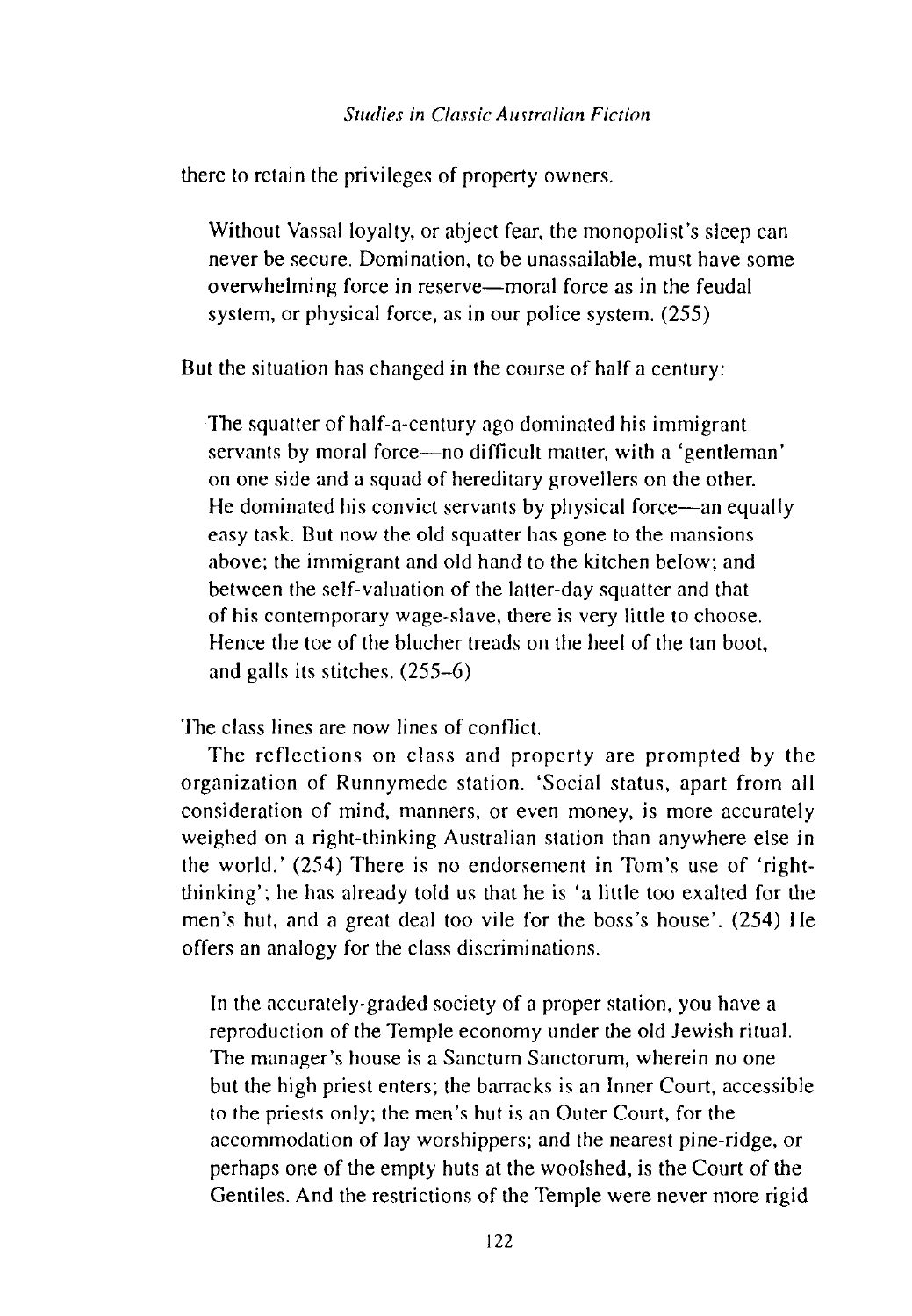there to retain the privileges of property owners.

> Without Vassal loyalty, or abject fear, the monopolist's sleep can never be secure. Domination, to be unassailable, must have some overwhelming force in reserve—moral force as in the feudal system, or physical force, as in our police system. (255)

But the situation has changed in the course of half a century:

> The squatter of half-a-century ago dominated his immigrant servants by moral force—no difficult matter, with a 'gentleman' on one side and a squad of hereditary grovellers on the other. He dominated his convict servants by physical force—an equally easy task. But now the old squatter has gone to the mansions above; the immigrant and old hand to the kitchen below; and between the self-valuation of the latter-day squatter and that of his contemporary wage-slave, there is very little to choose. Hence the toe of the blucher treads on the heel of the tan boot, and galls its stitches. (255–6)

The class lines are now lines of conflict.

The reflections on class and property are prompted by the organization of Runnymede station. 'Social status, apart from all consideration of mind, manners, or even money, is more accurately weighed on a right-thinking Australian station than anywhere else in the world.' (254) There is no endorsement in Tom's use of 'right-thinking'; he has already told us that he is 'a little too exalted for the men's hut, and a great deal too vile for the boss's house'. (254) He offers an analogy for the class discriminations.

> In the accurately-graded society of a proper station, you have a reproduction of the Temple economy under the old Jewish ritual. The manager's house is a Sanctum Sanctorum, wherein no one but the high priest enters; the barracks is an Inner Court, accessible to the priests only; the men's hut is an Outer Court, for the accommodation of lay worshippers; and the nearest pine-ridge, or perhaps one of the empty huts at the woolshed, is the Court of the Gentiles. And the restrictions of the Temple were never more rigid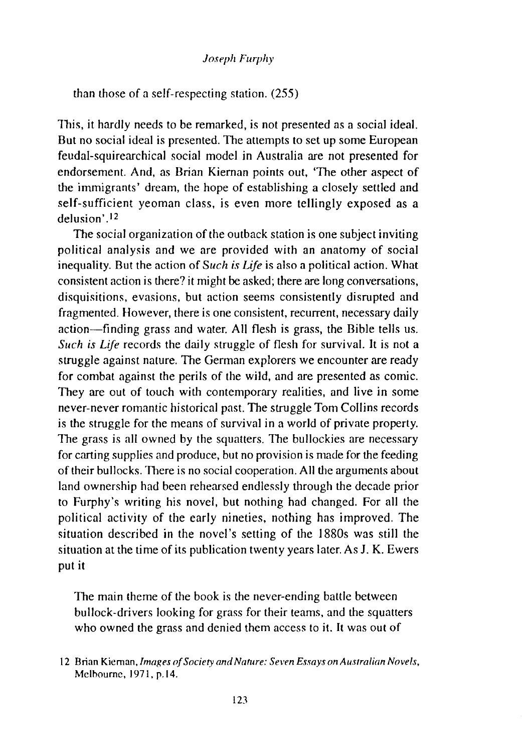than those of a self-respecting station. (255)

This, it hardly needs to be remarked, is not presented as a social ideal. But no social ideal is presented. The attempts to set up some European feudal-squirearchical social model in Australia are not presented for endorsement. And, as Brian Kiernan points out, 'The other aspect of the immigrants' dream, the hope of establishing a closely settled and self-sufficient yeoman class, is even more tellingly exposed as a delusion'.[12]

The social organization of the outback station is one subject inviting political analysis and we are provided with an anatomy of social inequality. But the action of *Such is Life* is also a political action. What consistent action is there? it might be asked; there are long conversations, disquisitions, evasions, but action seems consistently disrupted and fragmented. However, there is one consistent, recurrent, necessary daily action—finding grass and water. All flesh is grass, the Bible tells us. *Such is Life* records the daily struggle of flesh for survival. It is not a struggle against nature. The German explorers we encounter are ready for combat against the perils of the wild, and are presented as comic. They are out of touch with contemporary realities, and live in some never-never romantic historical past. The struggle Tom Collins records is the struggle for the means of survival in a world of private property. The grass is all owned by the squatters. The bullockies are necessary for carting supplies and produce, but no provision is made for the feeding of their bullocks. There is no social cooperation. All the arguments about land ownership had been rehearsed endlessly through the decade prior to Furphy's writing his novel, but nothing had changed. For all the political activity of the early nineties, nothing has improved. The situation described in the novel's setting of the 1880s was still the situation at the time of its publication twenty years later. As J. K. Ewers put it

> The main theme of the book is the never-ending battle between bullock-drivers looking for grass for their teams, and the squatters who owned the grass and denied them access to it. It was out of

12 Brian Kiernan, *Images of Society and Nature: Seven Essays on Australian Novels*, Melbourne, 1971, p.14.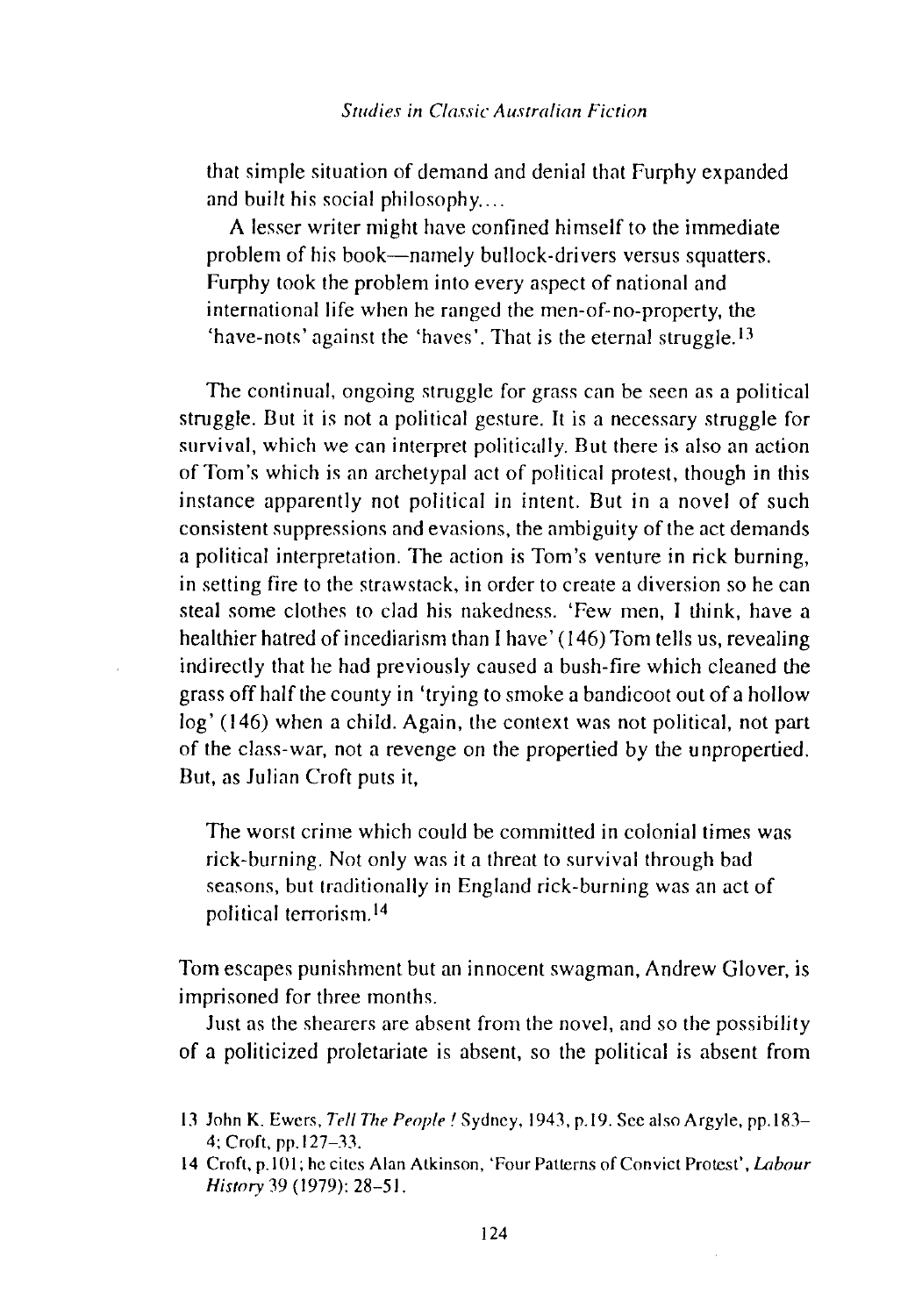> that simple situation of demand and denial that Furphy expanded and built his social philosophy....
>
> A lesser writer might have confined himself to the immediate problem of his book—namely bullock-drivers versus squatters. Furphy took the problem into every aspect of national and international life when he ranged the men-of-no-property, the 'have-nots' against the 'haves'. That is the eternal struggle.[13]

The continual, ongoing struggle for grass can be seen as a political struggle. But it is not a political gesture. It is a necessary struggle for survival, which we can interpret politically. But there is also an action of Tom's which is an archetypal act of political protest, though in this instance apparently not political in intent. But in a novel of such consistent suppressions and evasions, the ambiguity of the act demands a political interpretation. The action is Tom's venture in rick burning, in setting fire to the strawstack, in order to create a diversion so he can steal some clothes to clad his nakedness. 'Few men, I think, have a healthier hatred of incediarism than I have' (146) Tom tells us, revealing indirectly that he had previously caused a bush-fire which cleaned the grass off half the county in 'trying to smoke a bandicoot out of a hollow log' (146) when a child. Again, the context was not political, not part of the class-war, not a revenge on the propertied by the unpropertied. But, as Julian Croft puts it,

> The worst crime which could be committed in colonial times was rick-burning. Not only was it a threat to survival through bad seasons, but traditionally in England rick-burning was an act of political terrorism.[14]

Tom escapes punishment but an innocent swagman, Andrew Glover, is imprisoned for three months.

Just as the shearers are absent from the novel, and so the possibility of a politicized proletariate is absent, so the political is absent from

13 John K. Ewers, *Tell The People !* Sydney, 1943, p.19. See also Argyle, pp.183–4; Croft, pp.127–33.

14 Croft, p.101; he cites Alan Atkinson, 'Four Patterns of Convict Protest', *Labour History* 39 (1979): 28–51.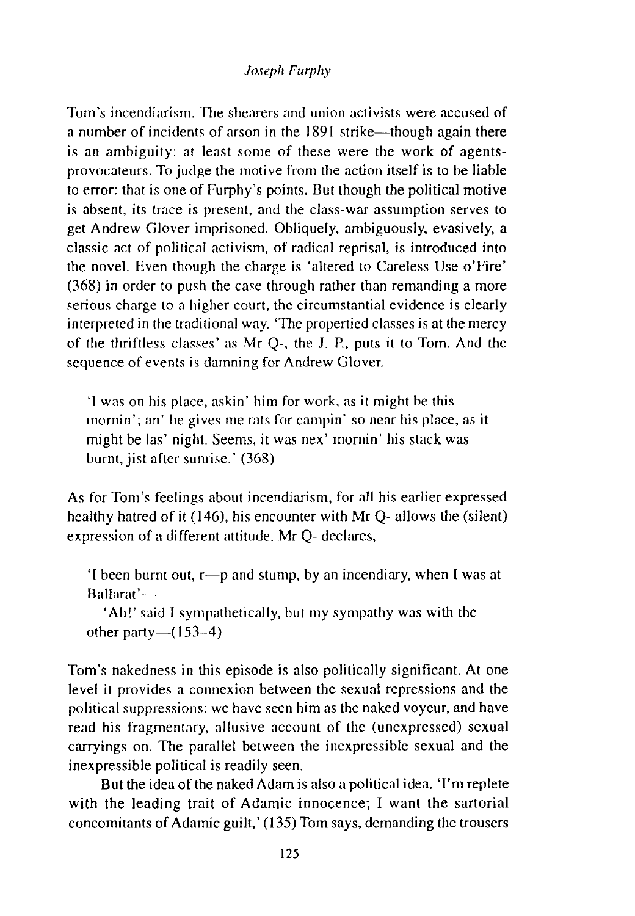Tom's incendiarism. The shearers and union activists were accused of a number of incidents of arson in the 1891 strike—though again there is an ambiguity: at least some of these were the work of agents-provocateurs. To judge the motive from the action itself is to be liable to error: that is one of Furphy's points. But though the political motive is absent, its trace is present, and the class-war assumption serves to get Andrew Glover imprisoned. Obliquely, ambiguously, evasively, a classic act of political activism, of radical reprisal, is introduced into the novel. Even though the charge is 'altered to Careless Use o'Fire' (368) in order to push the case through rather than remanding a more serious charge to a higher court, the circumstantial evidence is clearly interpreted in the traditional way. 'The propertied classes is at the mercy of the thriftless classes' as Mr Q-, the J. P., puts it to Tom. And the sequence of events is damning for Andrew Glover.

> 'I was on his place, askin' him for work, as it might be this mornin'; an' he gives me rats for campin' so near his place, as it might be las' night. Seems, it was nex' mornin' his stack was burnt, jist after sunrise.' (368)

As for Tom's feelings about incendiarism, for all his earlier expressed healthy hatred of it (146), his encounter with Mr Q- allows the (silent) expression of a different attitude. Mr Q- declares,

> 'I been burnt out, r—p and stump, by an incendiary, when I was at Ballarat'—
>
> 'Ah!' said I sympathetically, but my sympathy was with the other party—(153–4)

Tom's nakedness in this episode is also politically significant. At one level it provides a connexion between the sexual repressions and the political suppressions: we have seen him as the naked voyeur, and have read his fragmentary, allusive account of the (unexpressed) sexual carryings on. The parallel between the inexpressible sexual and the inexpressible political is readily seen.

But the idea of the naked Adam is also a political idea. 'I'm replete with the leading trait of Adamic innocence; I want the sartorial concomitants of Adamic guilt,' (135) Tom says, demanding the trousers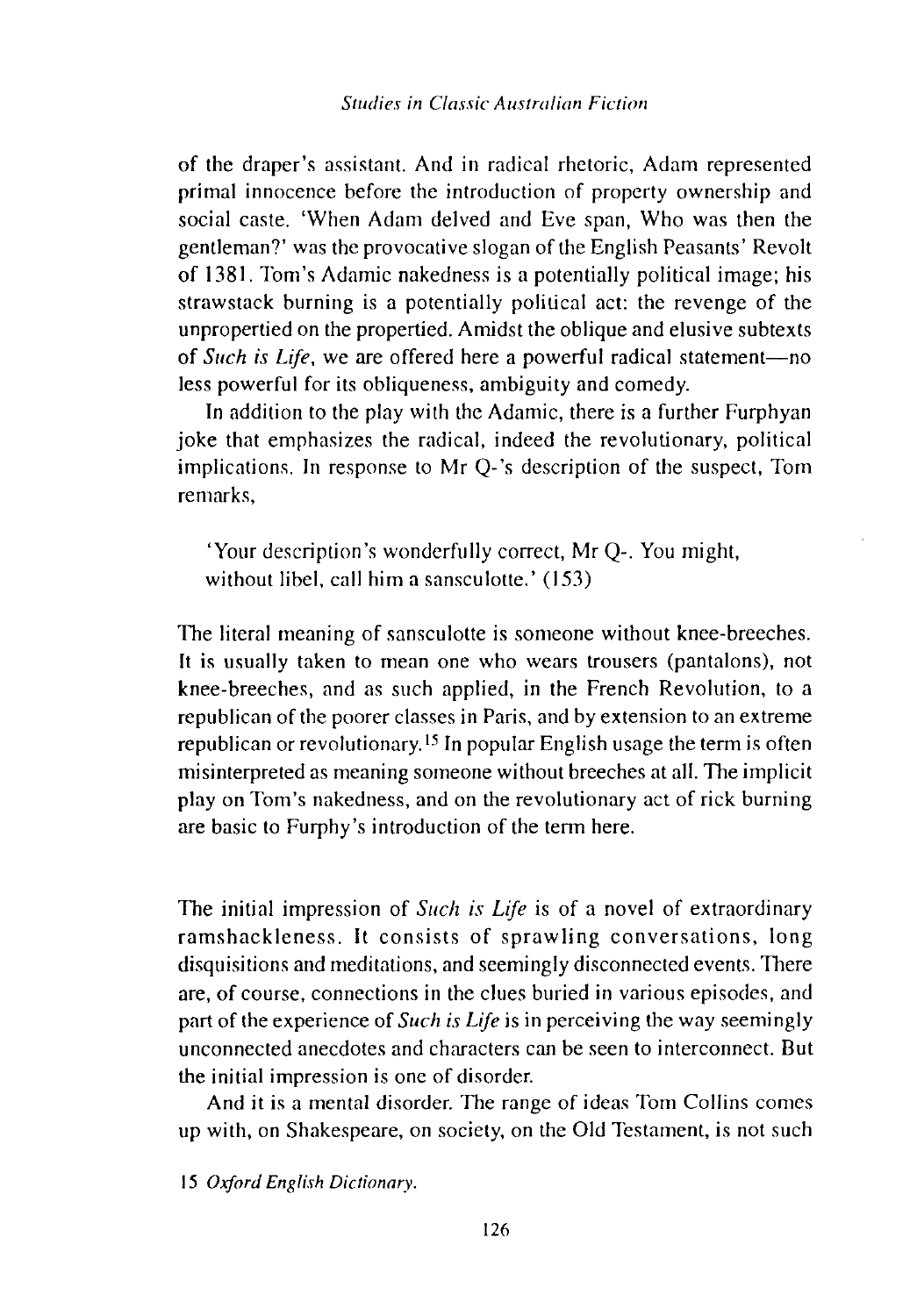of the draper's assistant. And in radical rhetoric, Adam represented primal innocence before the introduction of property ownership and social caste. 'When Adam delved and Eve span, Who was then the gentleman?' was the provocative slogan of the English Peasants' Revolt of 1381. Tom's Adamic nakedness is a potentially political image; his strawstack burning is a potentially political act: the revenge of the unpropertied on the propertied. Amidst the oblique and elusive subtexts of *Such is Life*, we are offered here a powerful radical statement—no less powerful for its obliqueness, ambiguity and comedy.

In addition to the play with the Adamic, there is a further Furphyan joke that emphasizes the radical, indeed the revolutionary, political implications. In response to Mr Q-'s description of the suspect, Tom remarks,

> 'Your description's wonderfully correct, Mr Q-. You might, without libel, call him a sansculotte.' (153)

The literal meaning of sansculotte is someone without knee-breeches. It is usually taken to mean one who wears trousers (pantalons), not knee-breeches, and as such applied, in the French Revolution, to a republican of the poorer classes in Paris, and by extension to an extreme republican or revolutionary.[15] In popular English usage the term is often misinterpreted as meaning someone without breeches at all. The implicit play on Tom's nakedness, and on the revolutionary act of rick burning are basic to Furphy's introduction of the term here.

The initial impression of *Such is Life* is of a novel of extraordinary ramshackleness. It consists of sprawling conversations, long disquisitions and meditations, and seemingly disconnected events. There are, of course, connections in the clues buried in various episodes, and part of the experience of *Such is Life* is in perceiving the way seemingly unconnected anecdotes and characters can be seen to interconnect. But the initial impression is one of disorder.

And it is a mental disorder. The range of ideas Tom Collins comes up with, on Shakespeare, on society, on the Old Testament, is not such

15 *Oxford English Dictionary*.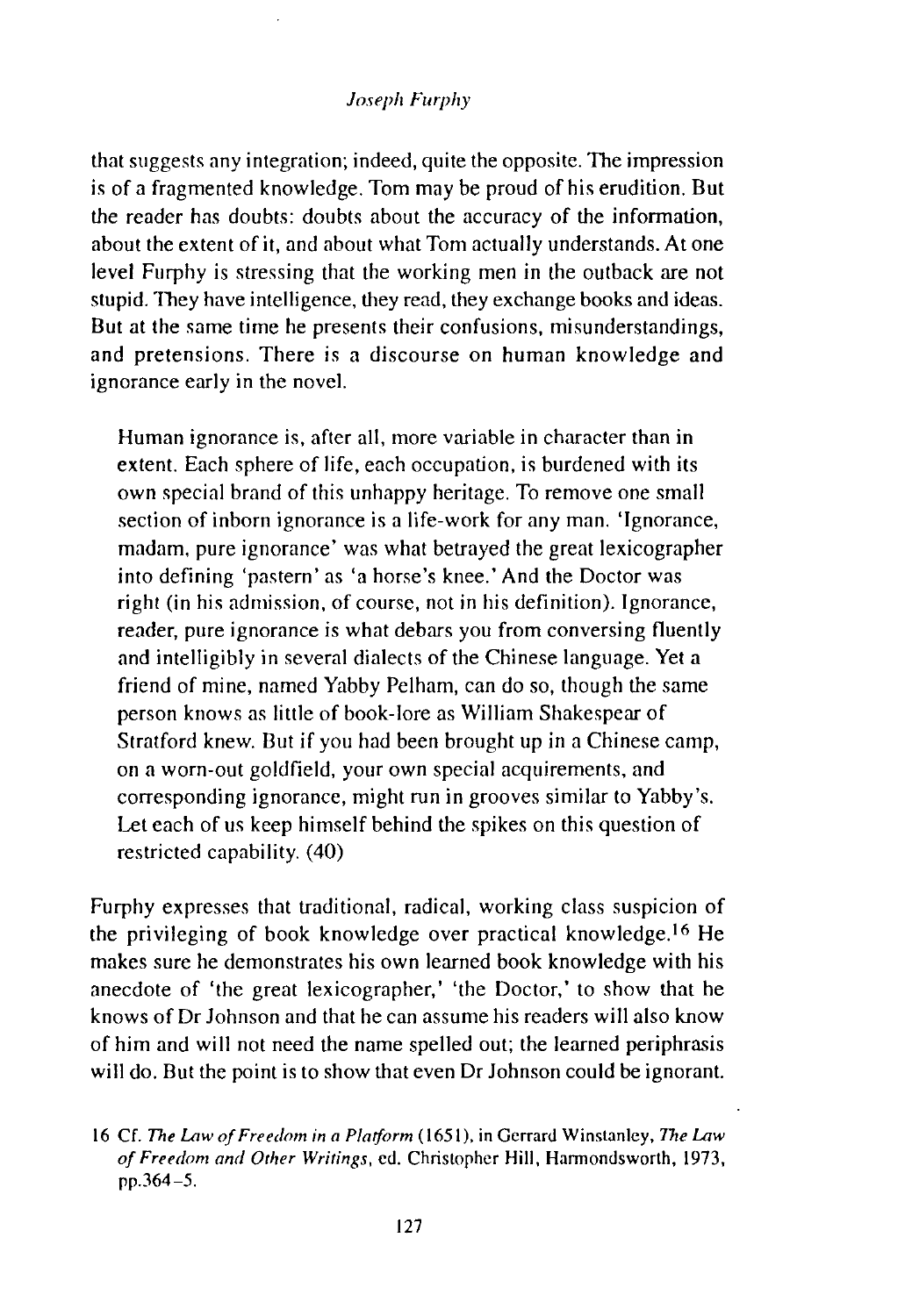that suggests any integration; indeed, quite the opposite. The impression is of a fragmented knowledge. Tom may be proud of his erudition. But the reader has doubts: doubts about the accuracy of the information, about the extent of it, and about what Tom actually understands. At one level Furphy is stressing that the working men in the outback are not stupid. They have intelligence, they read, they exchange books and ideas. But at the same time he presents their confusions, misunderstandings, and pretensions. There is a discourse on human knowledge and ignorance early in the novel.

> Human ignorance is, after all, more variable in character than in extent. Each sphere of life, each occupation, is burdened with its own special brand of this unhappy heritage. To remove one small section of inborn ignorance is a life-work for any man. 'Ignorance, madam, pure ignorance' was what betrayed the great lexicographer into defining 'pastern' as 'a horse's knee.' And the Doctor was right (in his admission, of course, not in his definition). Ignorance, reader, pure ignorance is what debars you from conversing fluently and intelligibly in several dialects of the Chinese language. Yet a friend of mine, named Yabby Pelham, can do so, though the same person knows as little of book-lore as William Shakespear of Stratford knew. But if you had been brought up in a Chinese camp, on a worn-out goldfield, your own special acquirements, and corresponding ignorance, might run in grooves similar to Yabby's. Let each of us keep himself behind the spikes on this question of restricted capability. (40)

Furphy expresses that traditional, radical, working class suspicion of the privileging of book knowledge over practical knowledge.[16] He makes sure he demonstrates his own learned book knowledge with his anecdote of 'the great lexicographer,' 'the Doctor,' to show that he knows of Dr Johnson and that he can assume his readers will also know of him and will not need the name spelled out; the learned periphrasis will do. But the point is to show that even Dr Johnson could be ignorant.

16 Cf. *The Law of Freedom in a Platform* (1651), in Gerrard Winstanley, *The Law of Freedom and Other Writings*, ed. Christopher Hill, Harmondsworth, 1973, pp.364–5.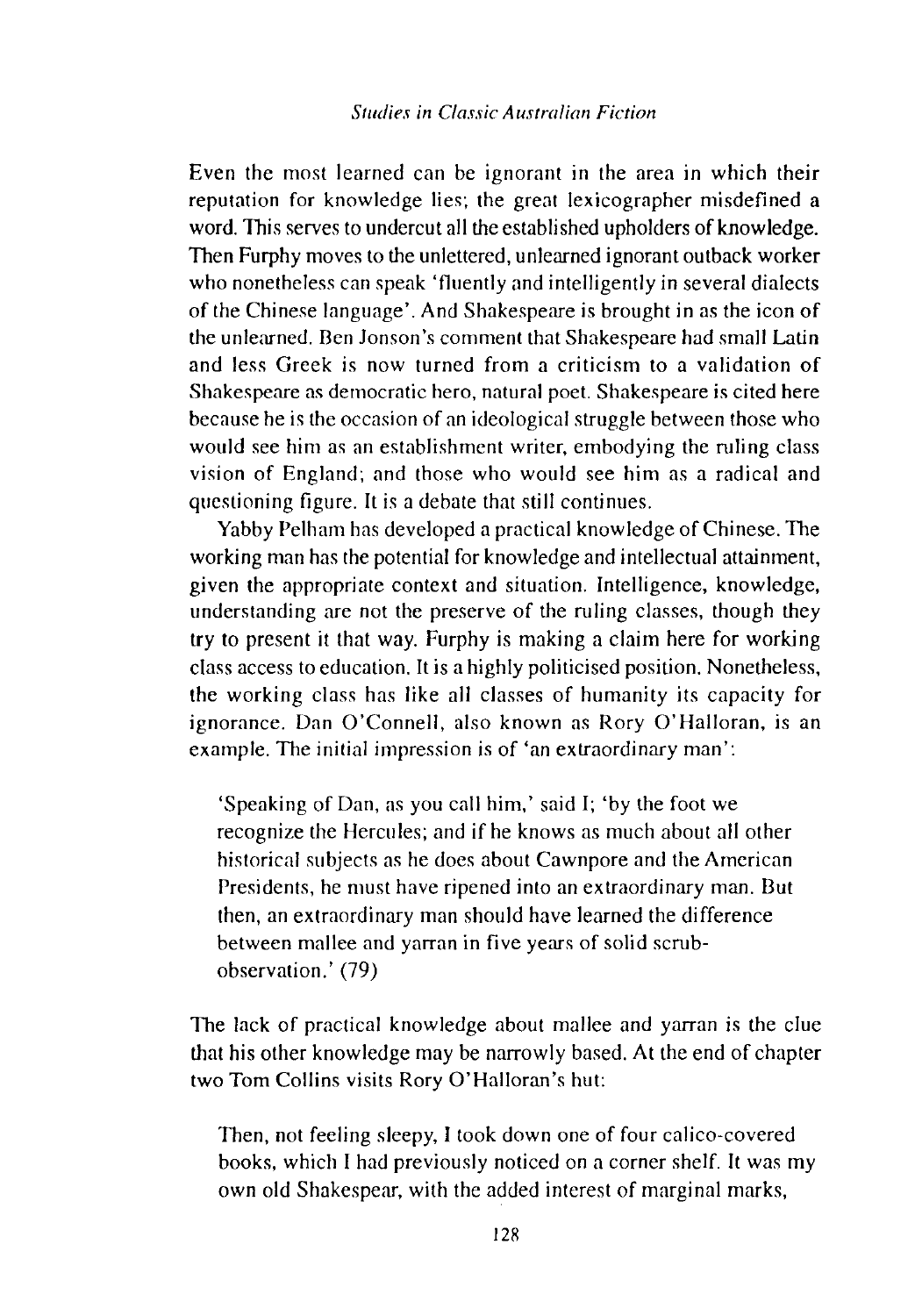Even the most learned can be ignorant in the area in which their reputation for knowledge lies; the great lexicographer misdefined a word. This serves to undercut all the established upholders of knowledge. Then Furphy moves to the unlettered, unlearned ignorant outback worker who nonetheless can speak 'fluently and intelligently in several dialects of the Chinese language'. And Shakespeare is brought in as the icon of the unlearned. Ben Jonson's comment that Shakespeare had small Latin and less Greek is now turned from a criticism to a validation of Shakespeare as democratic hero, natural poet. Shakespeare is cited here because he is the occasion of an ideological struggle between those who would see him as an establishment writer, embodying the ruling class vision of England; and those who would see him as a radical and questioning figure. It is a debate that still continues.

Yabby Pelham has developed a practical knowledge of Chinese. The working man has the potential for knowledge and intellectual attainment, given the appropriate context and situation. Intelligence, knowledge, understanding are not the preserve of the ruling classes, though they try to present it that way. Furphy is making a claim here for working class access to education. It is a highly politicised position. Nonetheless, the working class has like all classes of humanity its capacity for ignorance. Dan O'Connell, also known as Rory O'Halloran, is an example. The initial impression is of 'an extraordinary man':

> 'Speaking of Dan, as you call him,' said I; 'by the foot we recognize the Hercules; and if he knows as much about all other historical subjects as he does about Cawnpore and the American Presidents, he must have ripened into an extraordinary man. But then, an extraordinary man should have learned the difference between mallee and yarran in five years of solid scrub-observation.' (79)

The lack of practical knowledge about mallee and yarran is the clue that his other knowledge may be narrowly based. At the end of chapter two Tom Collins visits Rory O'Halloran's hut:

> Then, not feeling sleepy, I took down one of four calico-covered books, which I had previously noticed on a corner shelf. It was my own old Shakespear, with the added interest of marginal marks,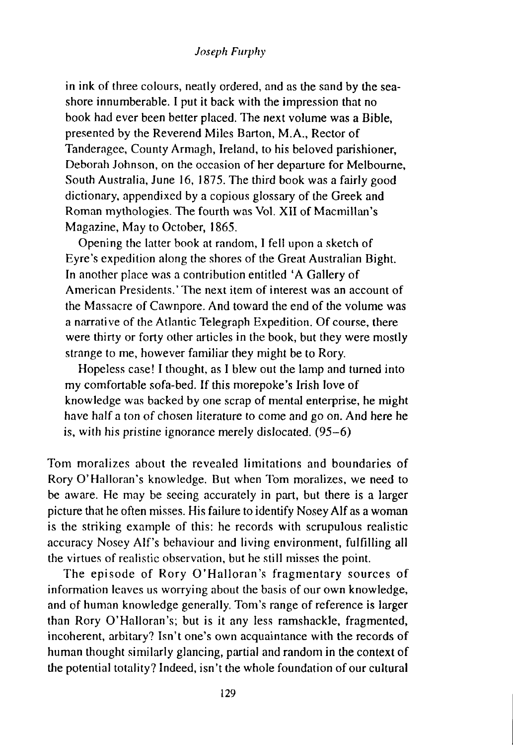> in ink of three colours, neatly ordered, and as the sand by the sea-shore innumerable. I put it back with the impression that no book had ever been better placed. The next volume was a Bible, presented by the Reverend Miles Barton, M.A., Rector of Tanderagee, County Armagh, Ireland, to his beloved parishioner, Deborah Johnson, on the occasion of her departure for Melbourne, South Australia, June 16, 1875. The third book was a fairly good dictionary, appendixed by a copious glossary of the Greek and Roman mythologies. The fourth was Vol. XII of Macmillan's Magazine, May to October, 1865.
>
> Opening the latter book at random, I fell upon a sketch of Eyre's expedition along the shores of the Great Australian Bight. In another place was a contribution entitled 'A Gallery of American Presidents.' The next item of interest was an account of the Massacre of Cawnpore. And toward the end of the volume was a narrative of the Atlantic Telegraph Expedition. Of course, there were thirty or forty other articles in the book, but they were mostly strange to me, however familiar they might be to Rory.
>
> Hopeless case! I thought, as I blew out the lamp and turned into my comfortable sofa-bed. If this morepoke's Irish love of knowledge was backed by one scrap of mental enterprise, he might have half a ton of chosen literature to come and go on. And here he is, with his pristine ignorance merely dislocated. (95–6)

Tom moralizes about the revealed limitations and boundaries of Rory O'Halloran's knowledge. But when Tom moralizes, we need to be aware. He may be seeing accurately in part, but there is a larger picture that he often misses. His failure to identify Nosey Alf as a woman is the striking example of this: he records with scrupulous realistic accuracy Nosey Alf's behaviour and living environment, fulfilling all the virtues of realistic observation, but he still misses the point.

The episode of Rory O'Halloran's fragmentary sources of information leaves us worrying about the basis of our own knowledge, and of human knowledge generally. Tom's range of reference is larger than Rory O'Halloran's; but is it any less ramshackle, fragmented, incoherent, arbitary? Isn't one's own acquaintance with the records of human thought similarly glancing, partial and random in the context of the potential totality? Indeed, isn't the whole foundation of our cultural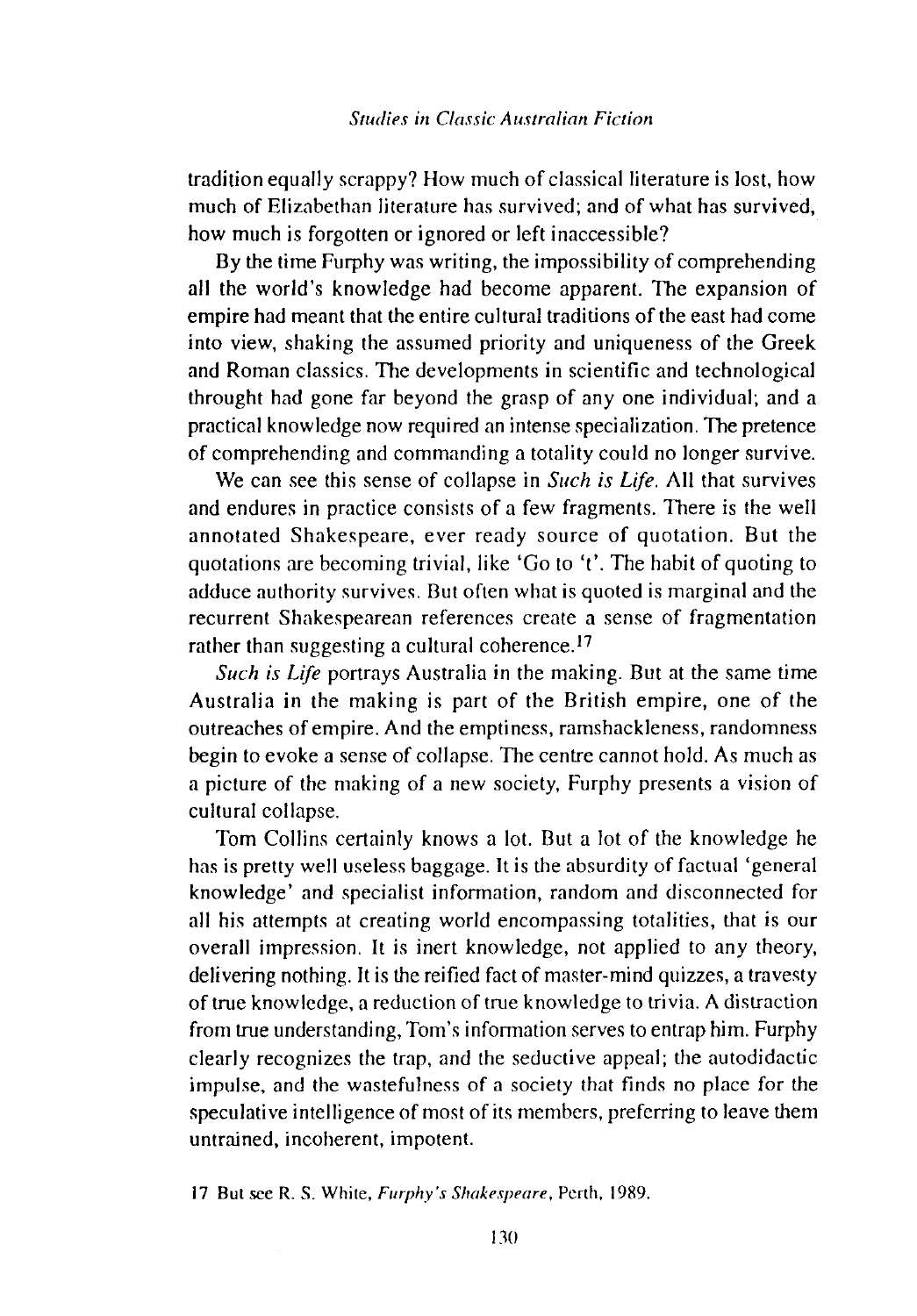tradition equally scrappy? How much of classical literature is lost, how much of Elizabethan literature has survived; and of what has survived, how much is forgotten or ignored or left inaccessible?

By the time Furphy was writing, the impossibility of comprehending all the world's knowledge had become apparent. The expansion of empire had meant that the entire cultural traditions of the east had come into view, shaking the assumed priority and uniqueness of the Greek and Roman classics. The developments in scientific and technological throught had gone far beyond the grasp of any one individual; and a practical knowledge now required an intense specialization. The pretence of comprehending and commanding a totality could no longer survive.

We can see this sense of collapse in *Such is Life*. All that survives and endures in practice consists of a few fragments. There is the well annotated Shakespeare, ever ready source of quotation. But the quotations are becoming trivial, like 'Go to 't'. The habit of quoting to adduce authority survives. But often what is quoted is marginal and the recurrent Shakespearean references create a sense of fragmentation rather than suggesting a cultural coherence.[17]

*Such is Life* portrays Australia in the making. But at the same time Australia in the making is part of the British empire, one of the outreaches of empire. And the emptiness, ramshackleness, randomness begin to evoke a sense of collapse. The centre cannot hold. As much as a picture of the making of a new society, Furphy presents a vision of cultural collapse.

Tom Collins certainly knows a lot. But a lot of the knowledge he has is pretty well useless baggage. It is the absurdity of factual 'general knowledge' and specialist information, random and disconnected for all his attempts at creating world encompassing totalities, that is our overall impression. It is inert knowledge, not applied to any theory, delivering nothing. It is the reified fact of master-mind quizzes, a travesty of true knowledge, a reduction of true knowledge to trivia. A distraction from true understanding, Tom's information serves to entrap him. Furphy clearly recognizes the trap, and the seductive appeal; the autodidactic impulse, and the wastefulness of a society that finds no place for the speculative intelligence of most of its members, preferring to leave them untrained, incoherent, impotent.

17 But see R. S. White, *Furphy's Shakespeare*, Perth, 1989.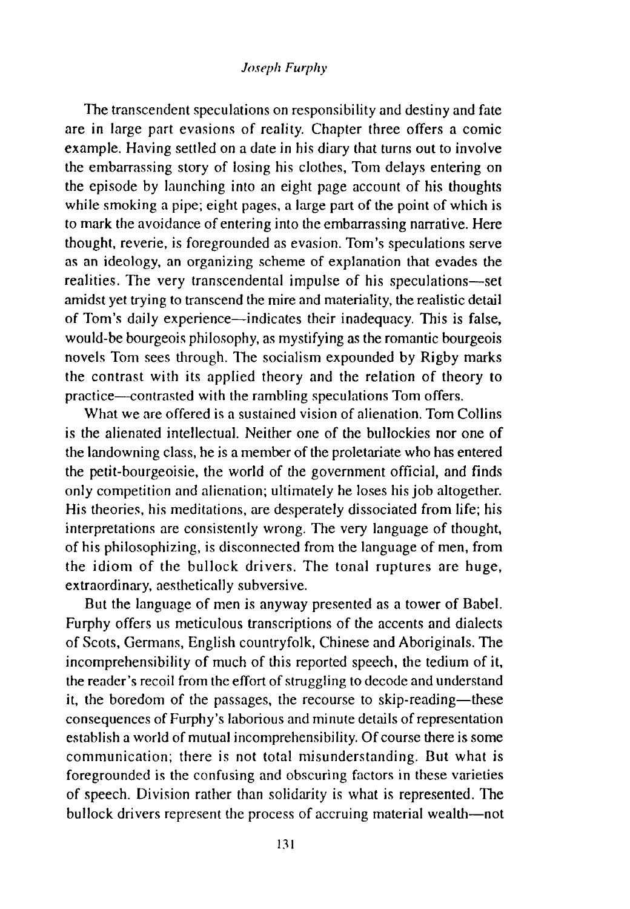The transcendent speculations on responsibility and destiny and fate are in large part evasions of reality. Chapter three offers a comic example. Having settled on a date in his diary that turns out to involve the embarrassing story of losing his clothes, Tom delays entering on the episode by launching into an eight page account of his thoughts while smoking a pipe; eight pages, a large part of the point of which is to mark the avoidance of entering into the embarrassing narrative. Here thought, reverie, is foregrounded as evasion. Tom's speculations serve as an ideology, an organizing scheme of explanation that evades the realities. The very transcendental impulse of his speculations—set amidst yet trying to transcend the mire and materiality, the realistic detail of Tom's daily experience—indicates their inadequacy. This is false, would-be bourgeois philosophy, as mystifying as the romantic bourgeois novels Tom sees through. The socialism expounded by Rigby marks the contrast with its applied theory and the relation of theory to practice—contrasted with the rambling speculations Tom offers.

What we are offered is a sustained vision of alienation. Tom Collins is the alienated intellectual. Neither one of the bullockies nor one of the landowning class, he is a member of the proletariate who has entered the petit-bourgeoisie, the world of the government official, and finds only competition and alienation; ultimately he loses his job altogether. His theories, his meditations, are desperately dissociated from life; his interpretations are consistently wrong. The very language of thought, of his philosophizing, is disconnected from the language of men, from the idiom of the bullock drivers. The tonal ruptures are huge, extraordinary, aesthetically subversive.

But the language of men is anyway presented as a tower of Babel. Furphy offers us meticulous transcriptions of the accents and dialects of Scots, Germans, English countryfolk, Chinese and Aboriginals. The incomprehensibility of much of this reported speech, the tedium of it, the reader's recoil from the effort of struggling to decode and understand it, the boredom of the passages, the recourse to skip-reading—these consequences of Furphy's laborious and minute details of representation establish a world of mutual incomprehensibility. Of course there is some communication; there is not total misunderstanding. But what is foregrounded is the confusing and obscuring factors in these varieties of speech. Division rather than solidarity is what is represented. The bullock drivers represent the process of accruing material wealth—not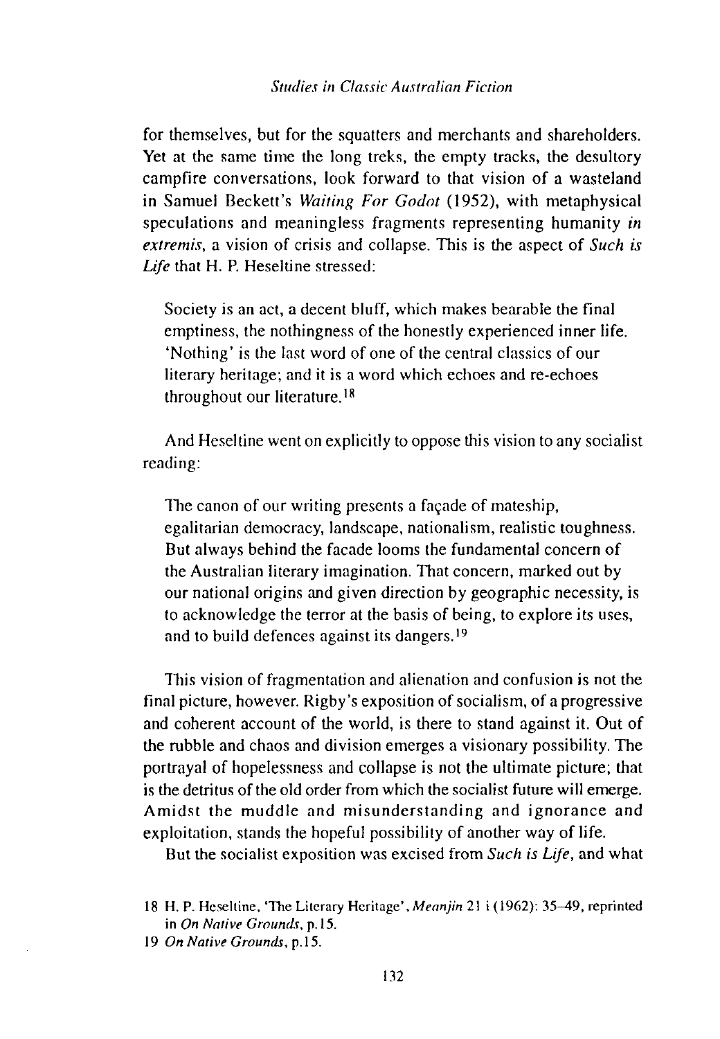for themselves, but for the squatters and merchants and shareholders. Yet at the same time the long treks, the empty tracks, the desultory campfire conversations, look forward to that vision of a wasteland in Samuel Beckett's *Waiting For Godot* (1952), with metaphysical speculations and meaningless fragments representing humanity *in extremis*, a vision of crisis and collapse. This is the aspect of *Such is Life* that H. P. Heseltine stressed:

> Society is an act, a decent bluff, which makes bearable the final emptiness, the nothingness of the honestly experienced inner life. 'Nothing' is the last word of one of the central classics of our literary heritage; and it is a word which echoes and re-echoes throughout our literature.[18]

And Heseltine went on explicitly to oppose this vision to any socialist reading:

> The canon of our writing presents a façade of mateship, egalitarian democracy, landscape, nationalism, realistic toughness. But always behind the facade looms the fundamental concern of the Australian literary imagination. That concern, marked out by our national origins and given direction by geographic necessity, is to acknowledge the terror at the basis of being, to explore its uses, and to build defences against its dangers.[19]

This vision of fragmentation and alienation and confusion is not the final picture, however. Rigby's exposition of socialism, of a progressive and coherent account of the world, is there to stand against it. Out of the rubble and chaos and division emerges a visionary possibility. The portrayal of hopelessness and collapse is not the ultimate picture; that is the detritus of the old order from which the socialist future will emerge. Amidst the muddle and misunderstanding and ignorance and exploitation, stands the hopeful possibility of another way of life.

But the socialist exposition was excised from *Such is Life*, and what

---

18 H. P. Heseltine, 'The Literary Heritage', *Meanjin* 21 i (1962): 35–49, reprinted in *On Native Grounds*, p.15.

19 *On Native Grounds*, p.15.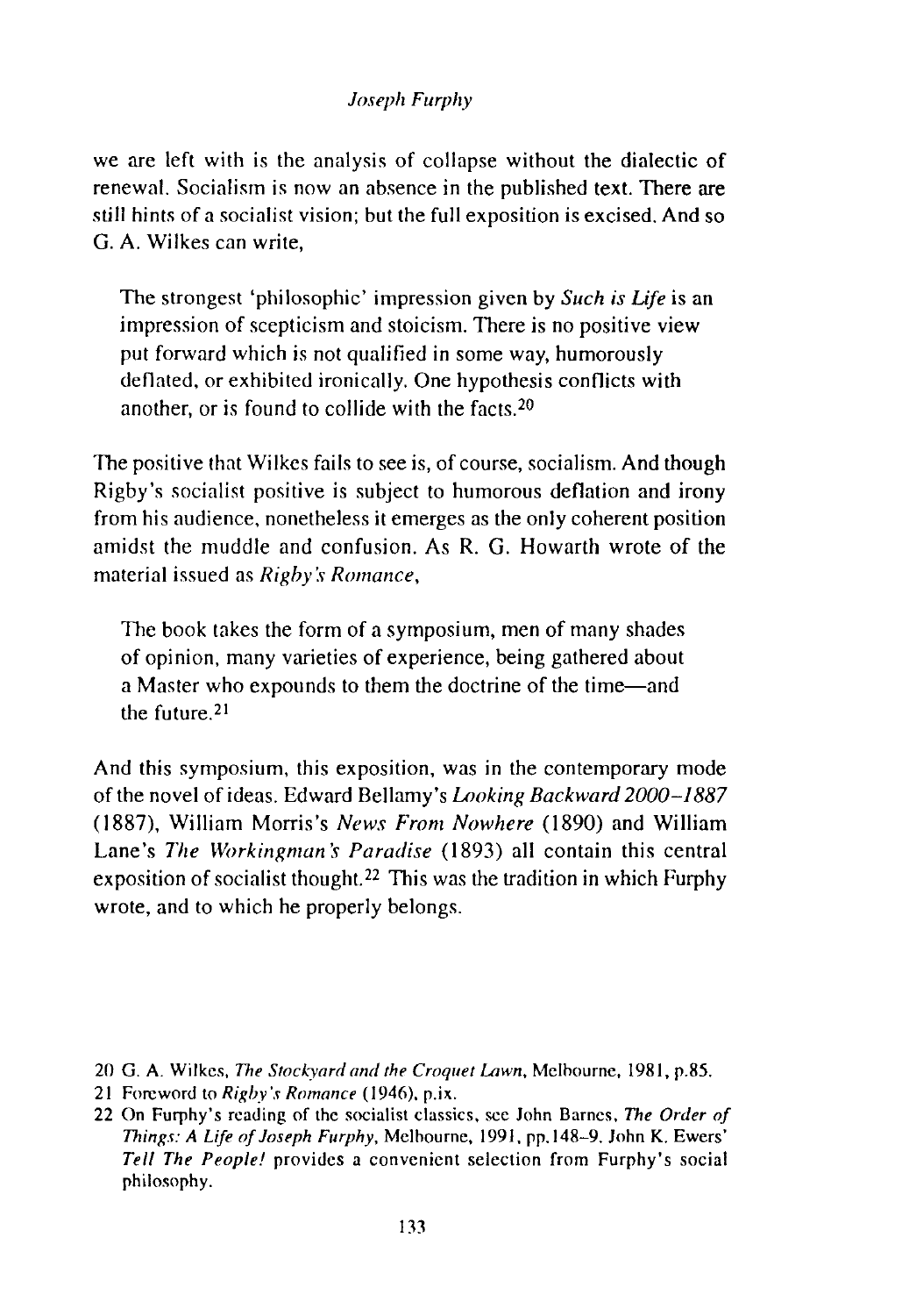we are left with is the analysis of collapse without the dialectic of renewal. Socialism is now an absence in the published text. There are still hints of a socialist vision; but the full exposition is excised. And so G. A. Wilkes can write,

> The strongest 'philosophic' impression given by *Such is Life* is an impression of scepticism and stoicism. There is no positive view put forward which is not qualified in some way, humorously deflated, or exhibited ironically. One hypothesis conflicts with another, or is found to collide with the facts.[20]

The positive that Wilkes fails to see is, of course, socialism. And though Rigby's socialist positive is subject to humorous deflation and irony from his audience, nonetheless it emerges as the only coherent position amidst the muddle and confusion. As R. G. Howarth wrote of the material issued as *Rigby's Romance*,

> The book takes the form of a symposium, men of many shades of opinion, many varieties of experience, being gathered about a Master who expounds to them the doctrine of the time—and the future.[21]

And this symposium, this exposition, was in the contemporary mode of the novel of ideas. Edward Bellamy's *Looking Backward 2000–1887* (1887), William Morris's *News From Nowhere* (1890) and William Lane's *The Workingman's Paradise* (1893) all contain this central exposition of socialist thought.[22] This was the tradition in which Furphy wrote, and to which he properly belongs.

---

20 G. A. Wilkes, *The Stockyard and the Croquet Lawn*, Melbourne, 1981, p.85.

21 Foreword to *Rigby's Romance* (1946), p.ix.

22 On Furphy's reading of the socialist classics, see John Barnes, *The Order of Things: A Life of Joseph Furphy*, Melbourne, 1991, pp.148–9. John K. Ewers' *Tell The People!* provides a convenient selection from Furphy's social philosophy.